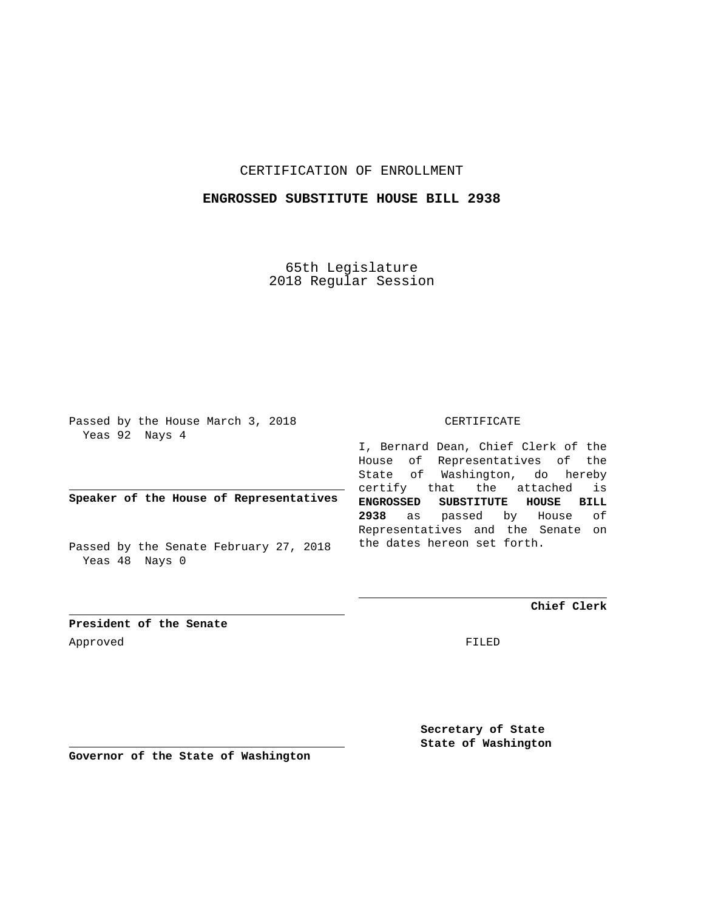CERTIFICATION OF ENROLLMENT

**ENGROSSED SUBSTITUTE HOUSE BILL 2938**

65th Legislature
2018 Regular Session

Passed by the House March 3, 2018
Yeas 92 Nays 4

**Speaker of the House of Representatives**

Passed by the Senate February 27, 2018
Yeas 48 Nays 0

**President of the Senate**

Approved

**Governor of the State of Washington**

CERTIFICATE

I, Bernard Dean, Chief Clerk of the House of Representatives of the State of Washington, do hereby certify that the attached is **ENGROSSED SUBSTITUTE HOUSE BILL 2938** as passed by House of Representatives and the Senate on the dates hereon set forth.

**Chief Clerk**

FILED

**Secretary of State**
**State of Washington**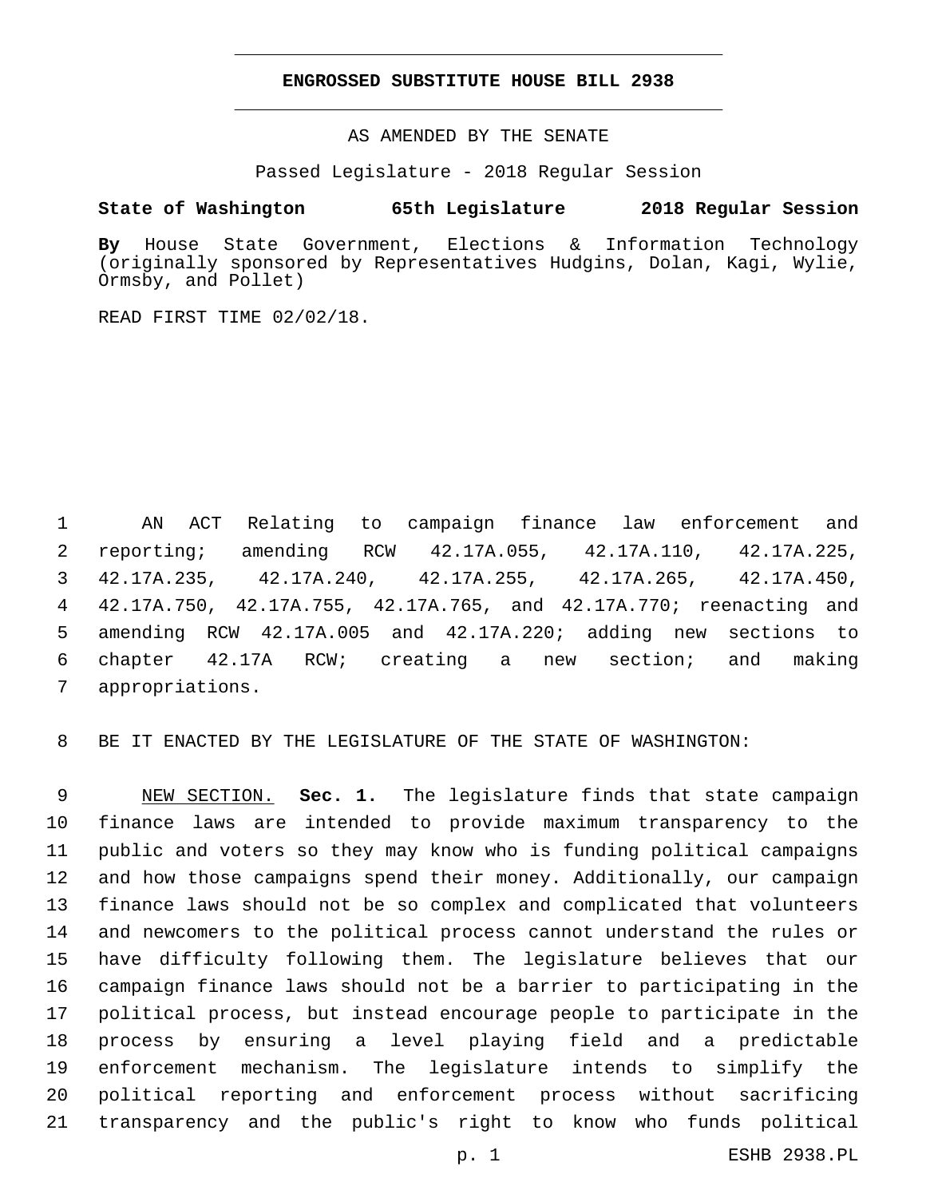**ENGROSSED SUBSTITUTE HOUSE BILL 2938**

AS AMENDED BY THE SENATE

Passed Legislature - 2018 Regular Session

**State of Washington 65th Legislature 2018 Regular Session**

**By** House State Government, Elections & Information Technology (originally sponsored by Representatives Hudgins, Dolan, Kagi, Wylie, Ormsby, and Pollet)

READ FIRST TIME 02/02/18.

AN ACT Relating to campaign finance law enforcement and reporting; amending RCW 42.17A.055, 42.17A.110, 42.17A.225, 42.17A.235, 42.17A.240, 42.17A.255, 42.17A.265, 42.17A.450, 42.17A.750, 42.17A.755, 42.17A.765, and 42.17A.770; reenacting and amending RCW 42.17A.005 and 42.17A.220; adding new sections to chapter 42.17A RCW; creating a new section; and making appropriations.

BE IT ENACTED BY THE LEGISLATURE OF THE STATE OF WASHINGTON:

NEW SECTION. **Sec. 1.** The legislature finds that state campaign finance laws are intended to provide maximum transparency to the public and voters so they may know who is funding political campaigns and how those campaigns spend their money. Additionally, our campaign finance laws should not be so complex and complicated that volunteers and newcomers to the political process cannot understand the rules or have difficulty following them. The legislature believes that our campaign finance laws should not be a barrier to participating in the political process, but instead encourage people to participate in the process by ensuring a level playing field and a predictable enforcement mechanism. The legislature intends to simplify the political reporting and enforcement process without sacrificing transparency and the public's right to know who funds political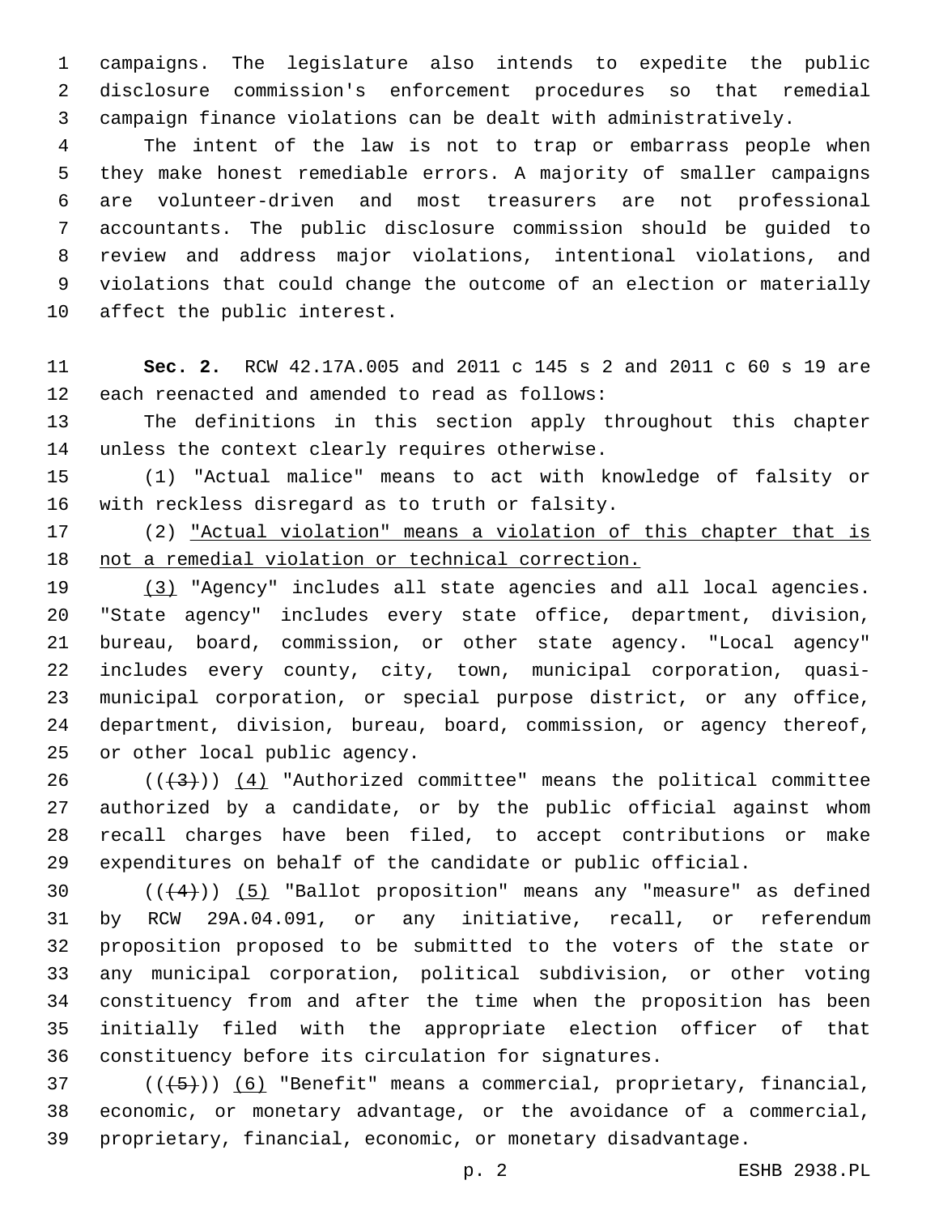campaigns. The legislature also intends to expedite the public disclosure commission's enforcement procedures so that remedial campaign finance violations can be dealt with administratively.

The intent of the law is not to trap or embarrass people when they make honest remediable errors. A majority of smaller campaigns are volunteer-driven and most treasurers are not professional accountants. The public disclosure commission should be guided to review and address major violations, intentional violations, and violations that could change the outcome of an election or materially affect the public interest.

**Sec. 2.** RCW 42.17A.005 and 2011 c 145 s 2 and 2011 c 60 s 19 are each reenacted and amended to read as follows:

The definitions in this section apply throughout this chapter unless the context clearly requires otherwise.

(1) "Actual malice" means to act with knowledge of falsity or with reckless disregard as to truth or falsity.

(2) "Actual violation" means a violation of this chapter that is not a remedial violation or technical correction.

(3) "Agency" includes all state agencies and all local agencies. "State agency" includes every state office, department, division, bureau, board, commission, or other state agency. "Local agency" includes every county, city, town, municipal corporation, quasi-municipal corporation, or special purpose district, or any office, department, division, bureau, board, commission, or agency thereof, or other local public agency.

(((3))) (4) "Authorized committee" means the political committee authorized by a candidate, or by the public official against whom recall charges have been filed, to accept contributions or make expenditures on behalf of the candidate or public official.

(((4))) (5) "Ballot proposition" means any "measure" as defined by RCW 29A.04.091, or any initiative, recall, or referendum proposition proposed to be submitted to the voters of the state or any municipal corporation, political subdivision, or other voting constituency from and after the time when the proposition has been initially filed with the appropriate election officer of that constituency before its circulation for signatures.

(((5))) (6) "Benefit" means a commercial, proprietary, financial, economic, or monetary advantage, or the avoidance of a commercial, proprietary, financial, economic, or monetary disadvantage.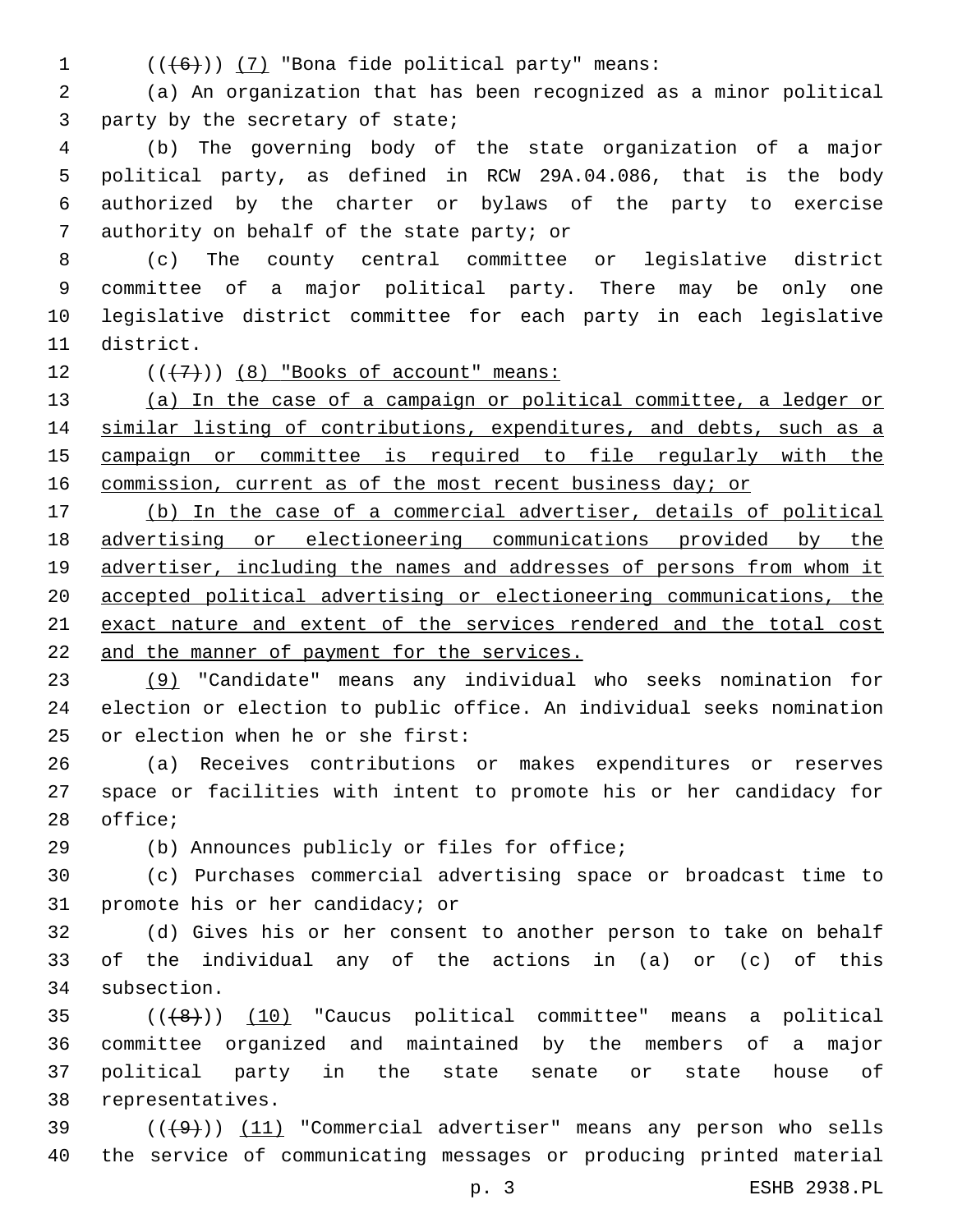((~~(6)~~)) <u>(7)</u> "Bona fide political party" means:

(a) An organization that has been recognized as a minor political party by the secretary of state;

(b) The governing body of the state organization of a major political party, as defined in RCW 29A.04.086, that is the body authorized by the charter or bylaws of the party to exercise authority on behalf of the state party; or

(c) The county central committee or legislative district committee of a major political party. There may be only one legislative district committee for each party in each legislative district.

((~~(7)~~)) <u>(8) "Books of account" means:</u>

<u>(a) In the case of a campaign or political committee, a ledger or similar listing of contributions, expenditures, and debts, such as a campaign or committee is required to file regularly with the commission, current as of the most recent business day; or</u>

<u>(b) In the case of a commercial advertiser, details of political advertising or electioneering communications provided by the advertiser, including the names and addresses of persons from whom it accepted political advertising or electioneering communications, the exact nature and extent of the services rendered and the total cost and the manner of payment for the services.</u>

<u>(9)</u> "Candidate" means any individual who seeks nomination for election or election to public office. An individual seeks nomination or election when he or she first:

(a) Receives contributions or makes expenditures or reserves space or facilities with intent to promote his or her candidacy for office;

(b) Announces publicly or files for office;

(c) Purchases commercial advertising space or broadcast time to promote his or her candidacy; or

(d) Gives his or her consent to another person to take on behalf of the individual any of the actions in (a) or (c) of this subsection.

((~~(8)~~)) <u>(10)</u> "Caucus political committee" means a political committee organized and maintained by the members of a major political party in the state senate or state house of representatives.

((~~(9)~~)) <u>(11)</u> "Commercial advertiser" means any person who sells the service of communicating messages or producing printed material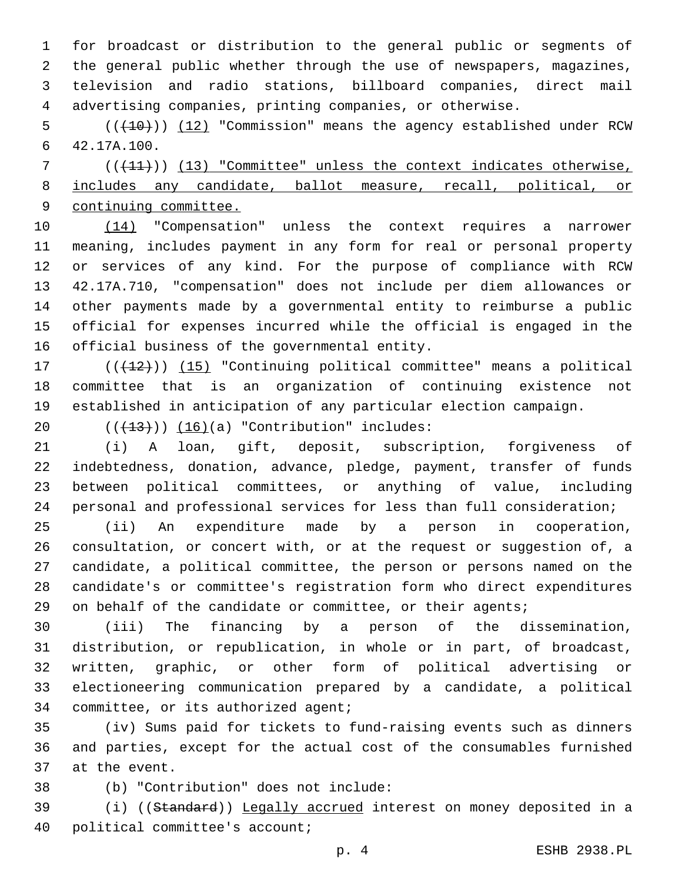for broadcast or distribution to the general public or segments of the general public whether through the use of newspapers, magazines, television and radio stations, billboard companies, direct mail advertising companies, printing companies, or otherwise.

(((10))) (12) "Commission" means the agency established under RCW 42.17A.100.

(((11))) (13) "Committee" unless the context indicates otherwise, includes any candidate, ballot measure, recall, political, or continuing committee.

(14) "Compensation" unless the context requires a narrower meaning, includes payment in any form for real or personal property or services of any kind. For the purpose of compliance with RCW 42.17A.710, "compensation" does not include per diem allowances or other payments made by a governmental entity to reimburse a public official for expenses incurred while the official is engaged in the official business of the governmental entity.

(((12))) (15) "Continuing political committee" means a political committee that is an organization of continuing existence not established in anticipation of any particular election campaign.

(((13))) (16)(a) "Contribution" includes:

(i) A loan, gift, deposit, subscription, forgiveness of indebtedness, donation, advance, pledge, payment, transfer of funds between political committees, or anything of value, including personal and professional services for less than full consideration;

(ii) An expenditure made by a person in cooperation, consultation, or concert with, or at the request or suggestion of, a candidate, a political committee, the person or persons named on the candidate's or committee's registration form who direct expenditures on behalf of the candidate or committee, or their agents;

(iii) The financing by a person of the dissemination, distribution, or republication, in whole or in part, of broadcast, written, graphic, or other form of political advertising or electioneering communication prepared by a candidate, a political committee, or its authorized agent;

(iv) Sums paid for tickets to fund-raising events such as dinners and parties, except for the actual cost of the consumables furnished at the event.

(b) "Contribution" does not include:

(i) ((Standard)) Legally accrued interest on money deposited in a political committee's account;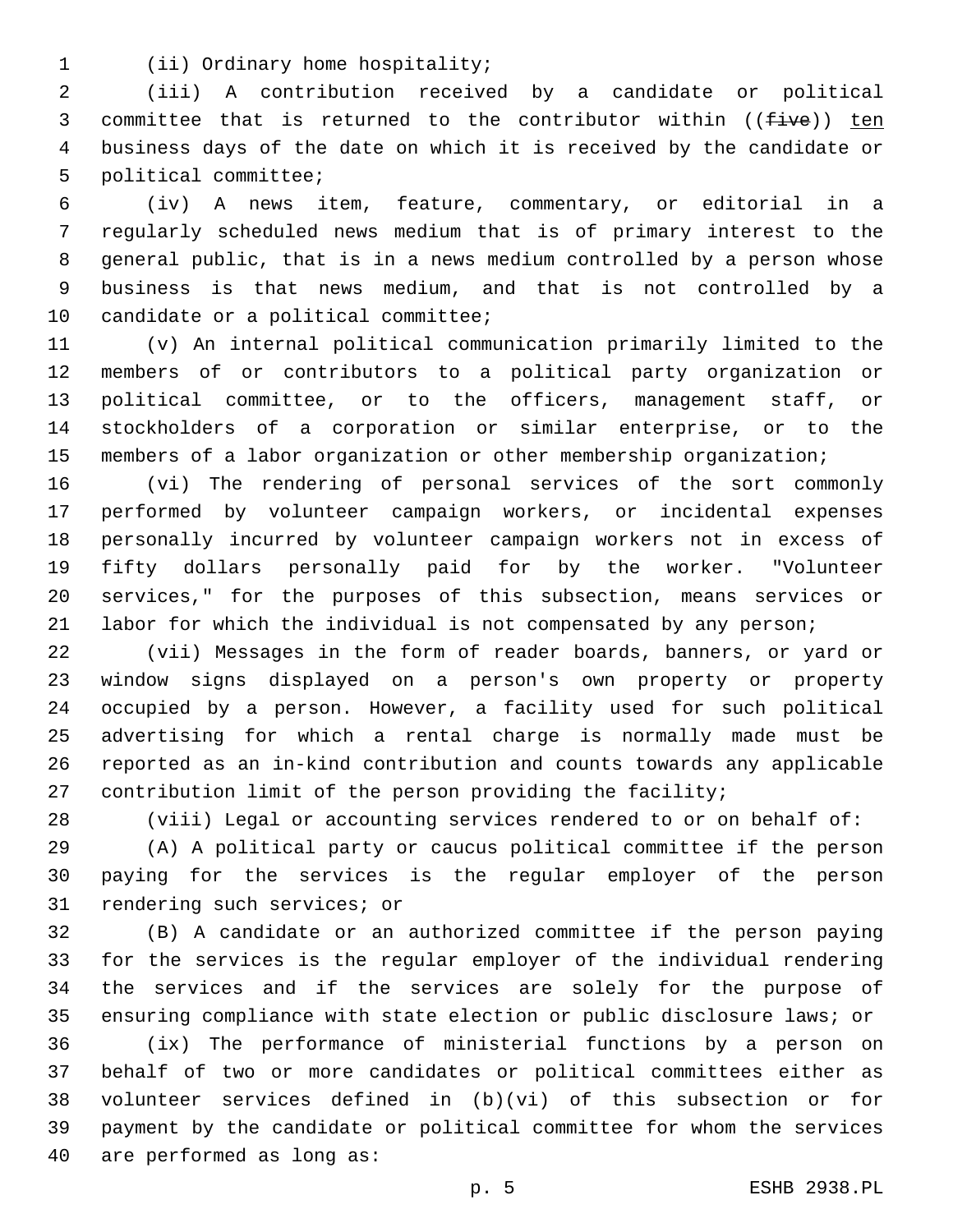(ii) Ordinary home hospitality;

(iii) A contribution received by a candidate or political committee that is returned to the contributor within ((~~five~~)) <u>ten</u> business days of the date on which it is received by the candidate or political committee;

(iv) A news item, feature, commentary, or editorial in a regularly scheduled news medium that is of primary interest to the general public, that is in a news medium controlled by a person whose business is that news medium, and that is not controlled by a candidate or a political committee;

(v) An internal political communication primarily limited to the members of or contributors to a political party organization or political committee, or to the officers, management staff, or stockholders of a corporation or similar enterprise, or to the members of a labor organization or other membership organization;

(vi) The rendering of personal services of the sort commonly performed by volunteer campaign workers, or incidental expenses personally incurred by volunteer campaign workers not in excess of fifty dollars personally paid for by the worker. "Volunteer services," for the purposes of this subsection, means services or labor for which the individual is not compensated by any person;

(vii) Messages in the form of reader boards, banners, or yard or window signs displayed on a person's own property or property occupied by a person. However, a facility used for such political advertising for which a rental charge is normally made must be reported as an in-kind contribution and counts towards any applicable contribution limit of the person providing the facility;

(viii) Legal or accounting services rendered to or on behalf of:

(A) A political party or caucus political committee if the person paying for the services is the regular employer of the person rendering such services; or

(B) A candidate or an authorized committee if the person paying for the services is the regular employer of the individual rendering the services and if the services are solely for the purpose of ensuring compliance with state election or public disclosure laws; or

(ix) The performance of ministerial functions by a person on behalf of two or more candidates or political committees either as volunteer services defined in (b)(vi) of this subsection or for payment by the candidate or political committee for whom the services are performed as long as: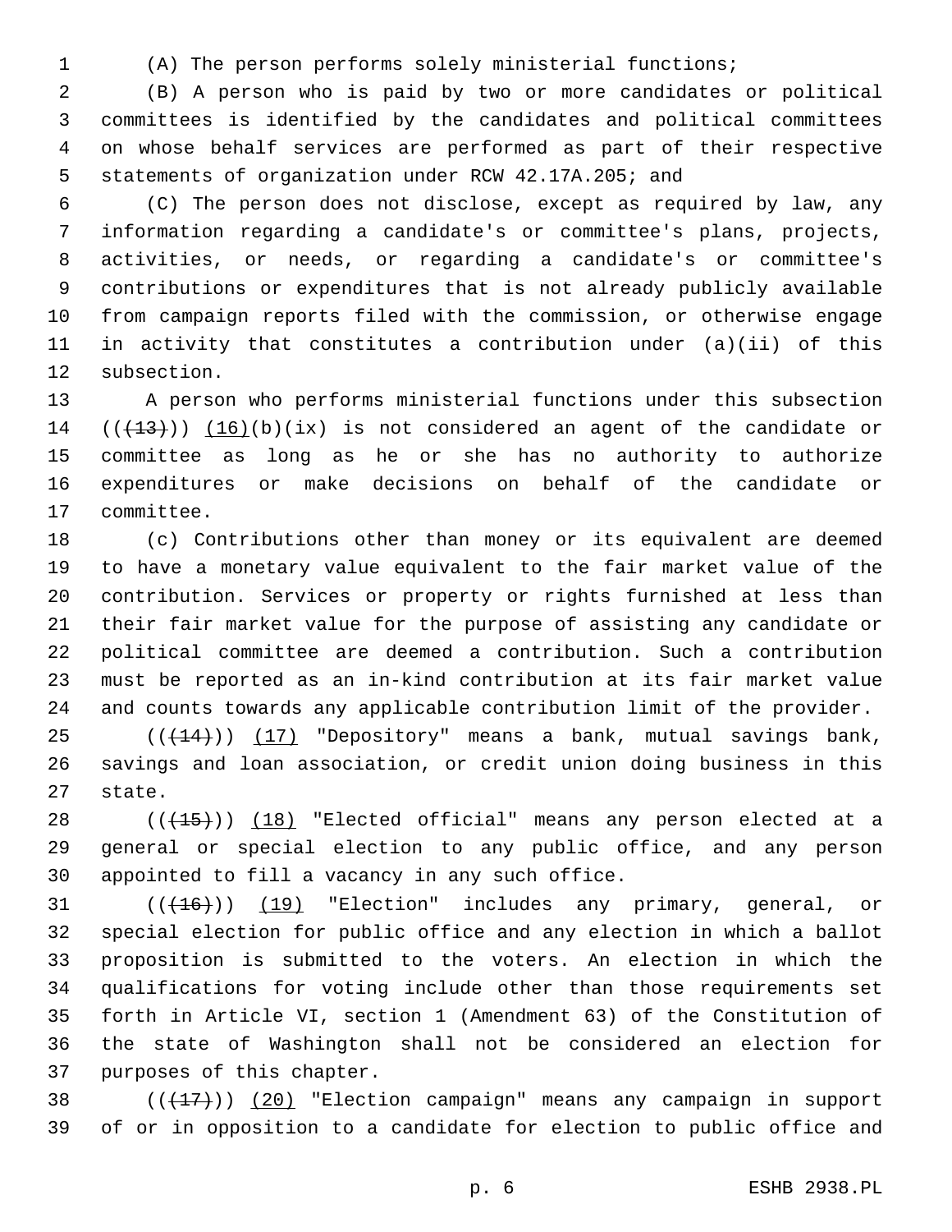(A) The person performs solely ministerial functions;

(B) A person who is paid by two or more candidates or political committees is identified by the candidates and political committees on whose behalf services are performed as part of their respective statements of organization under RCW 42.17A.205; and

(C) The person does not disclose, except as required by law, any information regarding a candidate's or committee's plans, projects, activities, or needs, or regarding a candidate's or committee's contributions or expenditures that is not already publicly available from campaign reports filed with the commission, or otherwise engage in activity that constitutes a contribution under (a)(ii) of this subsection.

A person who performs ministerial functions under this subsection ((~~(13)~~)) (16)(b)(ix) is not considered an agent of the candidate or committee as long as he or she has no authority to authorize expenditures or make decisions on behalf of the candidate or committee.

(c) Contributions other than money or its equivalent are deemed to have a monetary value equivalent to the fair market value of the contribution. Services or property or rights furnished at less than their fair market value for the purpose of assisting any candidate or political committee are deemed a contribution. Such a contribution must be reported as an in-kind contribution at its fair market value and counts towards any applicable contribution limit of the provider.

((~~(14)~~)) (17) "Depository" means a bank, mutual savings bank, savings and loan association, or credit union doing business in this state.

((~~(15)~~)) (18) "Elected official" means any person elected at a general or special election to any public office, and any person appointed to fill a vacancy in any such office.

((~~(16)~~)) (19) "Election" includes any primary, general, or special election for public office and any election in which a ballot proposition is submitted to the voters. An election in which the qualifications for voting include other than those requirements set forth in Article VI, section 1 (Amendment 63) of the Constitution of the state of Washington shall not be considered an election for purposes of this chapter.

((~~(17)~~)) (20) "Election campaign" means any campaign in support of or in opposition to a candidate for election to public office and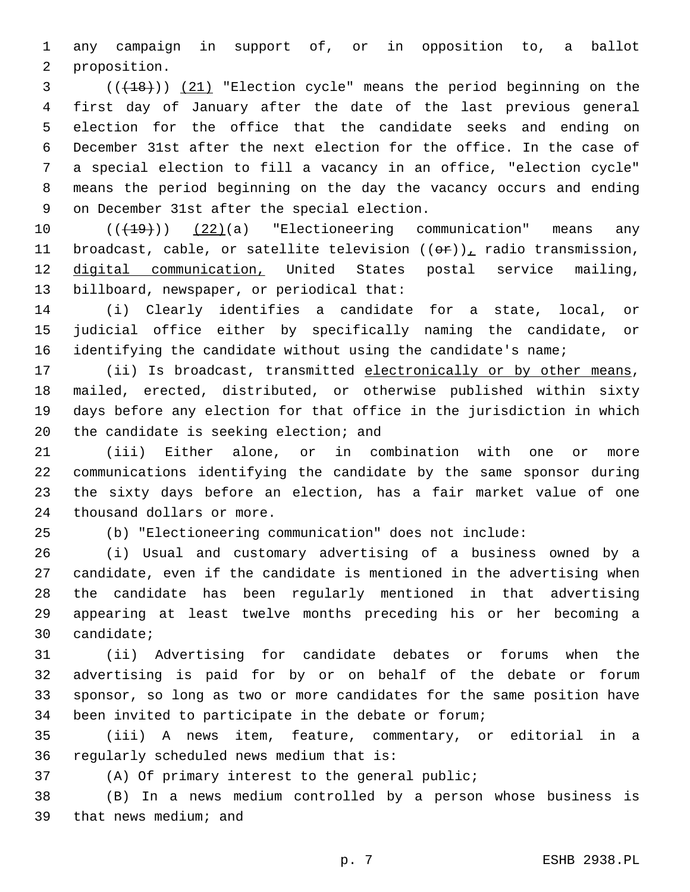any campaign in support of, or in opposition to, a ballot proposition.

(((18))) (21) "Election cycle" means the period beginning on the first day of January after the date of the last previous general election for the office that the candidate seeks and ending on December 31st after the next election for the office. In the case of a special election to fill a vacancy in an office, "election cycle" means the period beginning on the day the vacancy occurs and ending on December 31st after the special election.

(((19))) (22)(a) "Electioneering communication" means any broadcast, cable, or satellite television ((or)), radio transmission, digital communication, United States postal service mailing, billboard, newspaper, or periodical that:

(i) Clearly identifies a candidate for a state, local, or judicial office either by specifically naming the candidate, or identifying the candidate without using the candidate's name;

(ii) Is broadcast, transmitted electronically or by other means, mailed, erected, distributed, or otherwise published within sixty days before any election for that office in the jurisdiction in which the candidate is seeking election; and

(iii) Either alone, or in combination with one or more communications identifying the candidate by the same sponsor during the sixty days before an election, has a fair market value of one thousand dollars or more.

(b) "Electioneering communication" does not include:

(i) Usual and customary advertising of a business owned by a candidate, even if the candidate is mentioned in the advertising when the candidate has been regularly mentioned in that advertising appearing at least twelve months preceding his or her becoming a candidate;

(ii) Advertising for candidate debates or forums when the advertising is paid for by or on behalf of the debate or forum sponsor, so long as two or more candidates for the same position have been invited to participate in the debate or forum;

(iii) A news item, feature, commentary, or editorial in a regularly scheduled news medium that is:

(A) Of primary interest to the general public;

(B) In a news medium controlled by a person whose business is that news medium; and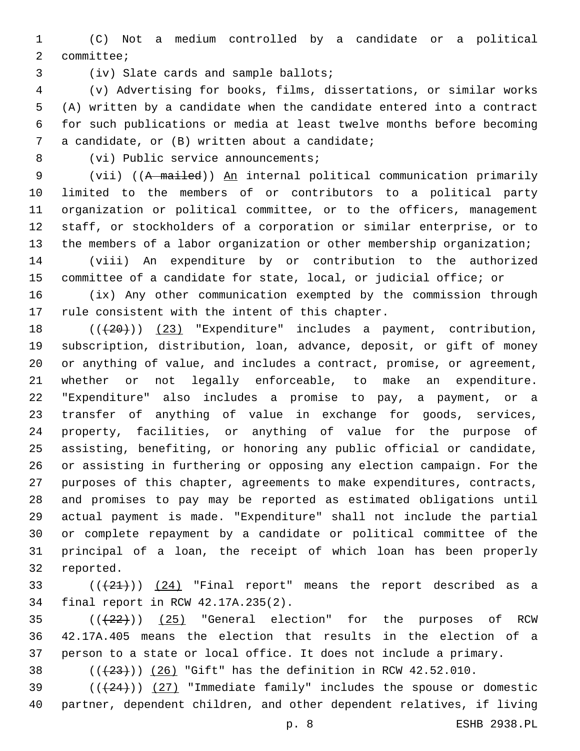(C) Not a medium controlled by a candidate or a political committee;

(iv) Slate cards and sample ballots;

(v) Advertising for books, films, dissertations, or similar works (A) written by a candidate when the candidate entered into a contract for such publications or media at least twelve months before becoming a candidate, or (B) written about a candidate;

(vi) Public service announcements;

(vii) ((~~A mailed~~)) An internal political communication primarily limited to the members of or contributors to a political party organization or political committee, or to the officers, management staff, or stockholders of a corporation or similar enterprise, or to the members of a labor organization or other membership organization;

(viii) An expenditure by or contribution to the authorized committee of a candidate for state, local, or judicial office; or

(ix) Any other communication exempted by the commission through rule consistent with the intent of this chapter.

((~~(20)~~)) (23) "Expenditure" includes a payment, contribution, subscription, distribution, loan, advance, deposit, or gift of money or anything of value, and includes a contract, promise, or agreement, whether or not legally enforceable, to make an expenditure. "Expenditure" also includes a promise to pay, a payment, or a transfer of anything of value in exchange for goods, services, property, facilities, or anything of value for the purpose of assisting, benefiting, or honoring any public official or candidate, or assisting in furthering or opposing any election campaign. For the purposes of this chapter, agreements to make expenditures, contracts, and promises to pay may be reported as estimated obligations until actual payment is made. "Expenditure" shall not include the partial or complete repayment by a candidate or political committee of the principal of a loan, the receipt of which loan has been properly reported.

((~~(21)~~)) (24) "Final report" means the report described as a final report in RCW 42.17A.235(2).

((~~(22)~~)) (25) "General election" for the purposes of RCW 42.17A.405 means the election that results in the election of a person to a state or local office. It does not include a primary.

((~~(23)~~)) (26) "Gift" has the definition in RCW 42.52.010.

((~~(24)~~)) (27) "Immediate family" includes the spouse or domestic partner, dependent children, and other dependent relatives, if living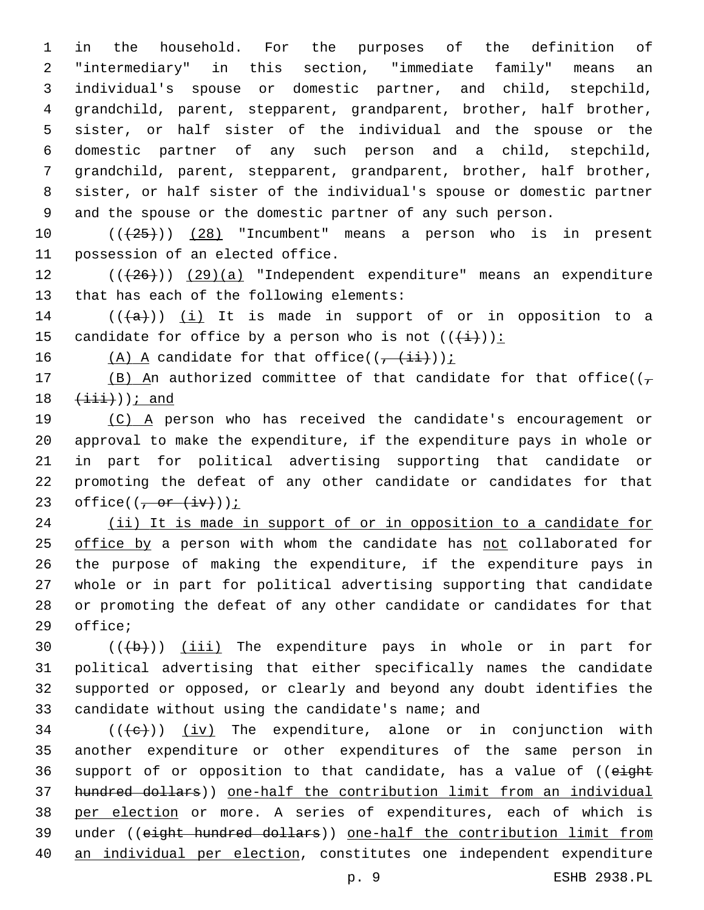in the household. For the purposes of the definition of "intermediary" in this section, "immediate family" means an individual's spouse or domestic partner, and child, stepchild, grandchild, parent, stepparent, grandparent, brother, half brother, sister, or half sister of the individual and the spouse or the domestic partner of any such person and a child, stepchild, grandchild, parent, stepparent, grandparent, brother, half brother, sister, or half sister of the individual's spouse or domestic partner and the spouse or the domestic partner of any such person.

(((25))) (28) "Incumbent" means a person who is in present possession of an elected office.

(((26))) (29)(a) "Independent expenditure" means an expenditure that has each of the following elements:

(((a))) (i) It is made in support of or in opposition to a candidate for office by a person who is not (((i))):

(A) A candidate for that office((, (ii)));

(B) An authorized committee of that candidate for that office((, (iii))); and

(C) A person who has received the candidate's encouragement or approval to make the expenditure, if the expenditure pays in whole or in part for political advertising supporting that candidate or promoting the defeat of any other candidate or candidates for that office((, or (iv)));

(ii) It is made in support of or in opposition to a candidate for office by a person with whom the candidate has not collaborated for the purpose of making the expenditure, if the expenditure pays in whole or in part for political advertising supporting that candidate or promoting the defeat of any other candidate or candidates for that office;

(((b))) (iii) The expenditure pays in whole or in part for political advertising that either specifically names the candidate supported or opposed, or clearly and beyond any doubt identifies the candidate without using the candidate's name; and

(((c))) (iv) The expenditure, alone or in conjunction with another expenditure or other expenditures of the same person in support of or opposition to that candidate, has a value of ((eight hundred dollars)) one-half the contribution limit from an individual per election or more. A series of expenditures, each of which is under ((eight hundred dollars)) one-half the contribution limit from an individual per election, constitutes one independent expenditure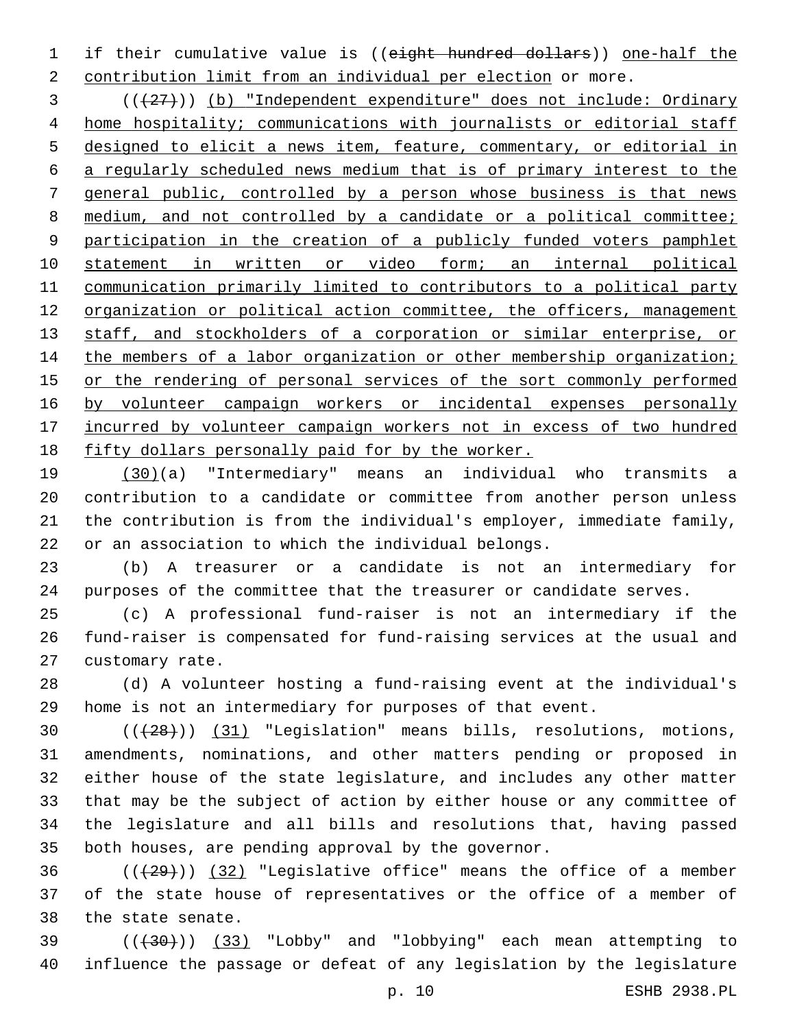if their cumulative value is ((~~eight hundred dollars~~)) <u>one-half the contribution limit from an individual per election</u> or more.

((~~(27)~~)) <u>(b) "Independent expenditure" does not include: Ordinary home hospitality; communications with journalists or editorial staff designed to elicit a news item, feature, commentary, or editorial in a regularly scheduled news medium that is of primary interest to the general public, controlled by a person whose business is that news medium, and not controlled by a candidate or a political committee; participation in the creation of a publicly funded voters pamphlet statement in written or video form; an internal political communication primarily limited to contributors to a political party organization or political action committee, the officers, management staff, and stockholders of a corporation or similar enterprise, or the members of a labor organization or other membership organization; or the rendering of personal services of the sort commonly performed by volunteer campaign workers or incidental expenses personally incurred by volunteer campaign workers not in excess of two hundred fifty dollars personally paid for by the worker.</u>

<u>(30)</u>(a) "Intermediary" means an individual who transmits a contribution to a candidate or committee from another person unless the contribution is from the individual's employer, immediate family, or an association to which the individual belongs.

(b) A treasurer or a candidate is not an intermediary for purposes of the committee that the treasurer or candidate serves.

(c) A professional fund-raiser is not an intermediary if the fund-raiser is compensated for fund-raising services at the usual and customary rate.

(d) A volunteer hosting a fund-raising event at the individual's home is not an intermediary for purposes of that event.

((~~(28)~~)) <u>(31)</u> "Legislation" means bills, resolutions, motions, amendments, nominations, and other matters pending or proposed in either house of the state legislature, and includes any other matter that may be the subject of action by either house or any committee of the legislature and all bills and resolutions that, having passed both houses, are pending approval by the governor.

((~~(29)~~)) <u>(32)</u> "Legislative office" means the office of a member of the state house of representatives or the office of a member of the state senate.

((~~(30)~~)) <u>(33)</u> "Lobby" and "lobbying" each mean attempting to influence the passage or defeat of any legislation by the legislature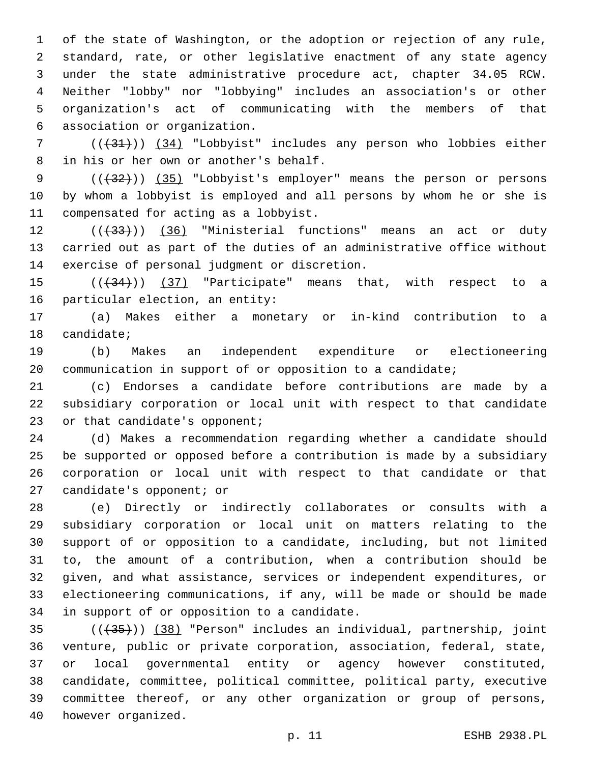of the state of Washington, or the adoption or rejection of any rule, standard, rate, or other legislative enactment of any state agency under the state administrative procedure act, chapter 34.05 RCW. Neither "lobby" nor "lobbying" includes an association's or other organization's act of communicating with the members of that association or organization.

(((31))) (34) "Lobbyist" includes any person who lobbies either in his or her own or another's behalf.

(((32))) (35) "Lobbyist's employer" means the person or persons by whom a lobbyist is employed and all persons by whom he or she is compensated for acting as a lobbyist.

(((33))) (36) "Ministerial functions" means an act or duty carried out as part of the duties of an administrative office without exercise of personal judgment or discretion.

(((34))) (37) "Participate" means that, with respect to a particular election, an entity:

(a) Makes either a monetary or in-kind contribution to a candidate;

(b) Makes an independent expenditure or electioneering communication in support of or opposition to a candidate;

(c) Endorses a candidate before contributions are made by a subsidiary corporation or local unit with respect to that candidate or that candidate's opponent;

(d) Makes a recommendation regarding whether a candidate should be supported or opposed before a contribution is made by a subsidiary corporation or local unit with respect to that candidate or that candidate's opponent; or

(e) Directly or indirectly collaborates or consults with a subsidiary corporation or local unit on matters relating to the support of or opposition to a candidate, including, but not limited to, the amount of a contribution, when a contribution should be given, and what assistance, services or independent expenditures, or electioneering communications, if any, will be made or should be made in support of or opposition to a candidate.

(((35))) (38) "Person" includes an individual, partnership, joint venture, public or private corporation, association, federal, state, or local governmental entity or agency however constituted, candidate, committee, political committee, political party, executive committee thereof, or any other organization or group of persons, however organized.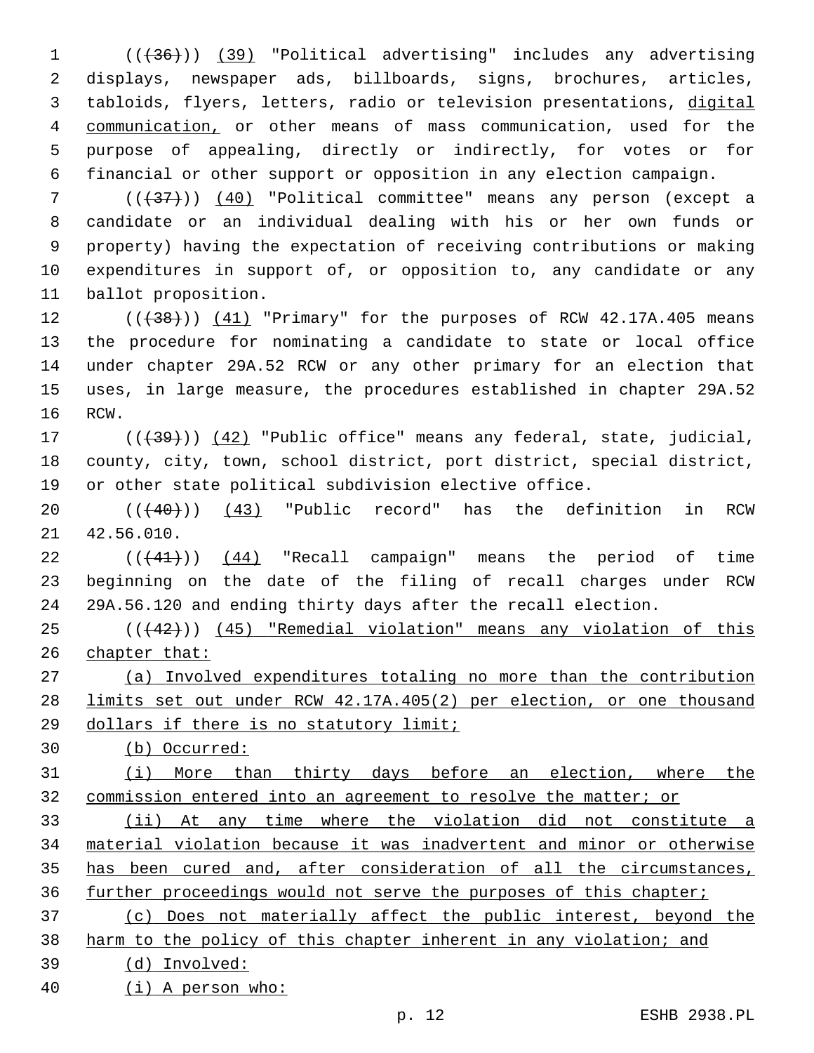((~~(36)~~)) (39) "Political advertising" includes any advertising displays, newspaper ads, billboards, signs, brochures, articles, tabloids, flyers, letters, radio or television presentations, digital communication, or other means of mass communication, used for the purpose of appealing, directly or indirectly, for votes or for financial or other support or opposition in any election campaign.

((~~(37)~~)) (40) "Political committee" means any person (except a candidate or an individual dealing with his or her own funds or property) having the expectation of receiving contributions or making expenditures in support of, or opposition to, any candidate or any ballot proposition.

((~~(38)~~)) (41) "Primary" for the purposes of RCW 42.17A.405 means the procedure for nominating a candidate to state or local office under chapter 29A.52 RCW or any other primary for an election that uses, in large measure, the procedures established in chapter 29A.52 RCW.

((~~(39)~~)) (42) "Public office" means any federal, state, judicial, county, city, town, school district, port district, special district, or other state political subdivision elective office.

((~~(40)~~)) (43) "Public record" has the definition in RCW 42.56.010.

((~~(41)~~)) (44) "Recall campaign" means the period of time beginning on the date of the filing of recall charges under RCW 29A.56.120 and ending thirty days after the recall election.

((~~(42)~~)) (45) "Remedial violation" means any violation of this chapter that:

(a) Involved expenditures totaling no more than the contribution limits set out under RCW 42.17A.405(2) per election, or one thousand dollars if there is no statutory limit;

(b) Occurred:

(i) More than thirty days before an election, where the commission entered into an agreement to resolve the matter; or

(ii) At any time where the violation did not constitute a material violation because it was inadvertent and minor or otherwise has been cured and, after consideration of all the circumstances, further proceedings would not serve the purposes of this chapter;

(c) Does not materially affect the public interest, beyond the harm to the policy of this chapter inherent in any violation; and

(d) Involved:

(i) A person who: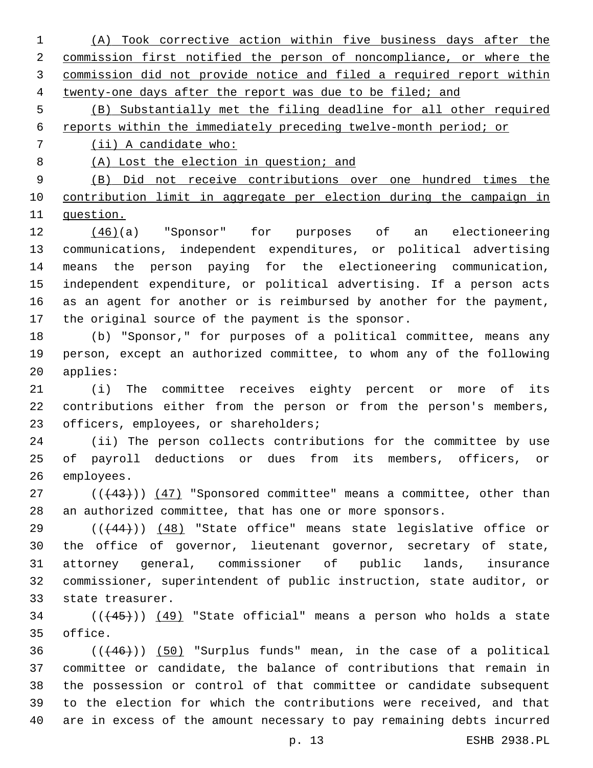(A) Took corrective action within five business days after the commission first notified the person of noncompliance, or where the commission did not provide notice and filed a required report within twenty-one days after the report was due to be filed; and

(B) Substantially met the filing deadline for all other required reports within the immediately preceding twelve-month period; or

(ii) A candidate who:

(A) Lost the election in question; and

(B) Did not receive contributions over one hundred times the contribution limit in aggregate per election during the campaign in question.

(46)(a) "Sponsor" for purposes of an electioneering communications, independent expenditures, or political advertising means the person paying for the electioneering communication, independent expenditure, or political advertising. If a person acts as an agent for another or is reimbursed by another for the payment, the original source of the payment is the sponsor.

(b) "Sponsor," for purposes of a political committee, means any person, except an authorized committee, to whom any of the following applies:

(i) The committee receives eighty percent or more of its contributions either from the person or from the person's members, officers, employees, or shareholders;

(ii) The person collects contributions for the committee by use of payroll deductions or dues from its members, officers, or employees.

~~((43))~~ (47) "Sponsored committee" means a committee, other than an authorized committee, that has one or more sponsors.

~~((44))~~ (48) "State office" means state legislative office or the office of governor, lieutenant governor, secretary of state, attorney general, commissioner of public lands, insurance commissioner, superintendent of public instruction, state auditor, or state treasurer.

~~((45))~~ (49) "State official" means a person who holds a state office.

~~((46))~~ (50) "Surplus funds" mean, in the case of a political committee or candidate, the balance of contributions that remain in the possession or control of that committee or candidate subsequent to the election for which the contributions were received, and that are in excess of the amount necessary to pay remaining debts incurred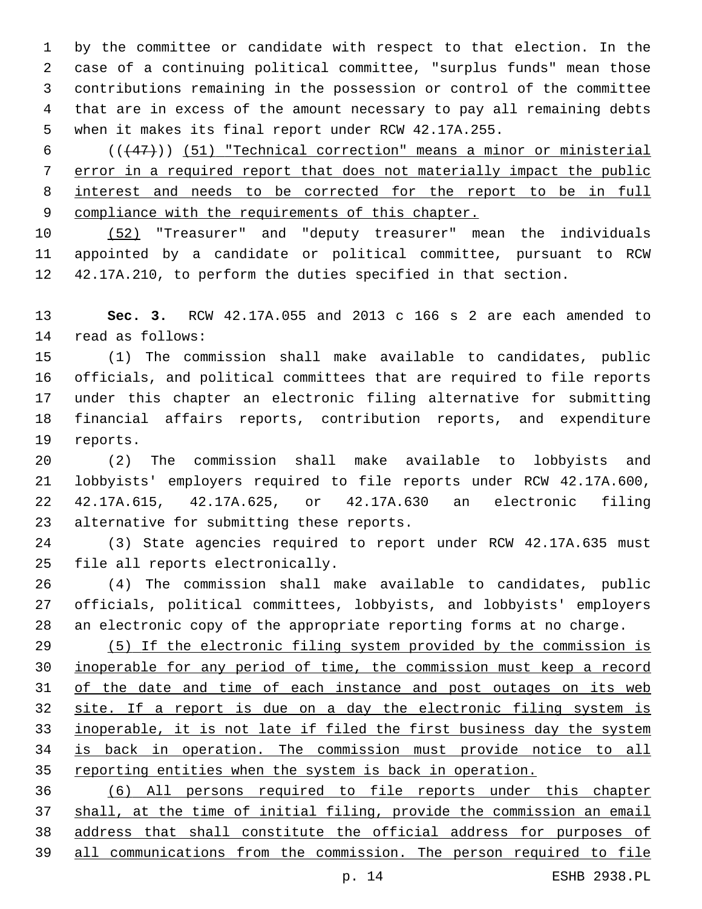by the committee or candidate with respect to that election. In the case of a continuing political committee, "surplus funds" mean those contributions remaining in the possession or control of the committee that are in excess of the amount necessary to pay all remaining debts when it makes its final report under RCW 42.17A.255.

((~~(47)~~)) <u>(51) "Technical correction" means a minor or ministerial error in a required report that does not materially impact the public interest and needs to be corrected for the report to be in full compliance with the requirements of this chapter.</u>

<u>(52)</u> "Treasurer" and "deputy treasurer" mean the individuals appointed by a candidate or political committee, pursuant to RCW 42.17A.210, to perform the duties specified in that section.

**Sec. 3.** RCW 42.17A.055 and 2013 c 166 s 2 are each amended to read as follows:

(1) The commission shall make available to candidates, public officials, and political committees that are required to file reports under this chapter an electronic filing alternative for submitting financial affairs reports, contribution reports, and expenditure reports.

(2) The commission shall make available to lobbyists and lobbyists' employers required to file reports under RCW 42.17A.600, 42.17A.615, 42.17A.625, or 42.17A.630 an electronic filing alternative for submitting these reports.

(3) State agencies required to report under RCW 42.17A.635 must file all reports electronically.

(4) The commission shall make available to candidates, public officials, political committees, lobbyists, and lobbyists' employers an electronic copy of the appropriate reporting forms at no charge.

<u>(5) If the electronic filing system provided by the commission is inoperable for any period of time, the commission must keep a record of the date and time of each instance and post outages on its web site. If a report is due on a day the electronic filing system is inoperable, it is not late if filed the first business day the system is back in operation. The commission must provide notice to all reporting entities when the system is back in operation.</u>

<u>(6) All persons required to file reports under this chapter shall, at the time of initial filing, provide the commission an email address that shall constitute the official address for purposes of all communications from the commission. The person required to file</u>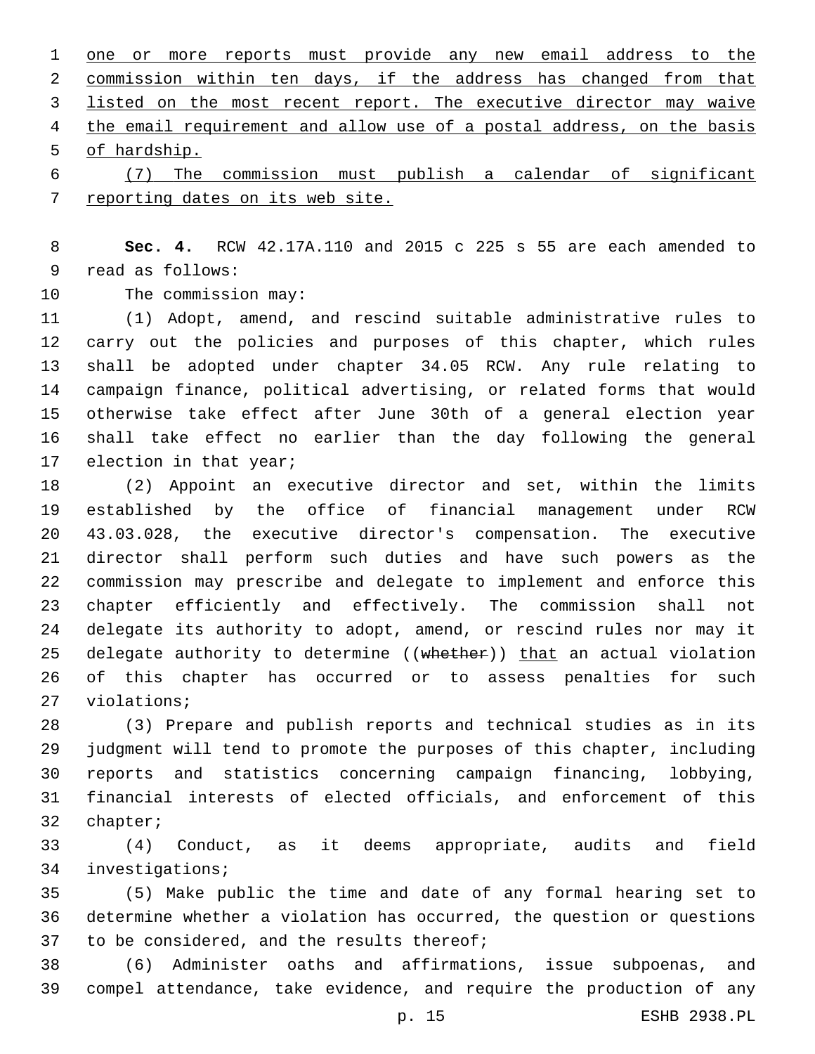one or more reports must provide any new email address to the commission within ten days, if the address has changed from that listed on the most recent report. The executive director may waive the email requirement and allow use of a postal address, on the basis of hardship.

(7) The commission must publish a calendar of significant reporting dates on its web site.

**Sec. 4.** RCW 42.17A.110 and 2015 c 225 s 55 are each amended to read as follows:

The commission may:

(1) Adopt, amend, and rescind suitable administrative rules to carry out the policies and purposes of this chapter, which rules shall be adopted under chapter 34.05 RCW. Any rule relating to campaign finance, political advertising, or related forms that would otherwise take effect after June 30th of a general election year shall take effect no earlier than the day following the general election in that year;

(2) Appoint an executive director and set, within the limits established by the office of financial management under RCW 43.03.028, the executive director's compensation. The executive director shall perform such duties and have such powers as the commission may prescribe and delegate to implement and enforce this chapter efficiently and effectively. The commission shall not delegate its authority to adopt, amend, or rescind rules nor may it delegate authority to determine ((~~whether~~)) that an actual violation of this chapter has occurred or to assess penalties for such violations;

(3) Prepare and publish reports and technical studies as in its judgment will tend to promote the purposes of this chapter, including reports and statistics concerning campaign financing, lobbying, financial interests of elected officials, and enforcement of this chapter;

(4) Conduct, as it deems appropriate, audits and field investigations;

(5) Make public the time and date of any formal hearing set to determine whether a violation has occurred, the question or questions to be considered, and the results thereof;

(6) Administer oaths and affirmations, issue subpoenas, and compel attendance, take evidence, and require the production of any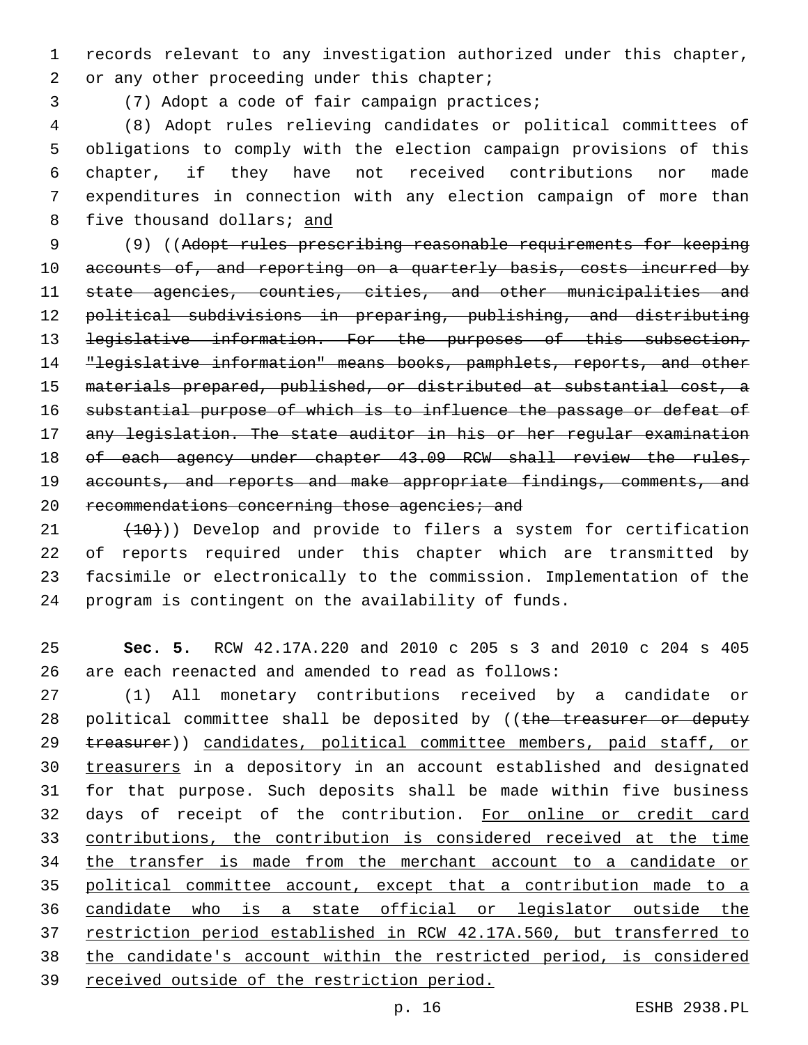records relevant to any investigation authorized under this chapter, or any other proceeding under this chapter;

(7) Adopt a code of fair campaign practices;

(8) Adopt rules relieving candidates or political committees of obligations to comply with the election campaign provisions of this chapter, if they have not received contributions nor made expenditures in connection with any election campaign of more than five thousand dollars; <u>and</u>

(9) ((~~Adopt rules prescribing reasonable requirements for keeping accounts of, and reporting on a quarterly basis, costs incurred by state agencies, counties, cities, and other municipalities and political subdivisions in preparing, publishing, and distributing legislative information. For the purposes of this subsection, "legislative information" means books, pamphlets, reports, and other materials prepared, published, or distributed at substantial cost, a substantial purpose of which is to influence the passage or defeat of any legislation. The state auditor in his or her regular examination of each agency under chapter 43.09 RCW shall review the rules, accounts, and reports and make appropriate findings, comments, and recommendations concerning those agencies; and~~

~~(10)~~)) Develop and provide to filers a system for certification of reports required under this chapter which are transmitted by facsimile or electronically to the commission. Implementation of the program is contingent on the availability of funds.

**Sec. 5.** RCW 42.17A.220 and 2010 c 205 s 3 and 2010 c 204 s 405 are each reenacted and amended to read as follows:

(1) All monetary contributions received by a candidate or political committee shall be deposited by ((~~the treasurer or deputy treasurer~~)) <u>candidates, political committee members, paid staff, or treasurers</u> in a depository in an account established and designated for that purpose. Such deposits shall be made within five business days of receipt of the contribution. <u>For online or credit card contributions, the contribution is considered received at the time the transfer is made from the merchant account to a candidate or political committee account, except that a contribution made to a candidate who is a state official or legislator outside the restriction period established in RCW 42.17A.560, but transferred to the candidate's account within the restricted period, is considered received outside of the restriction period.</u>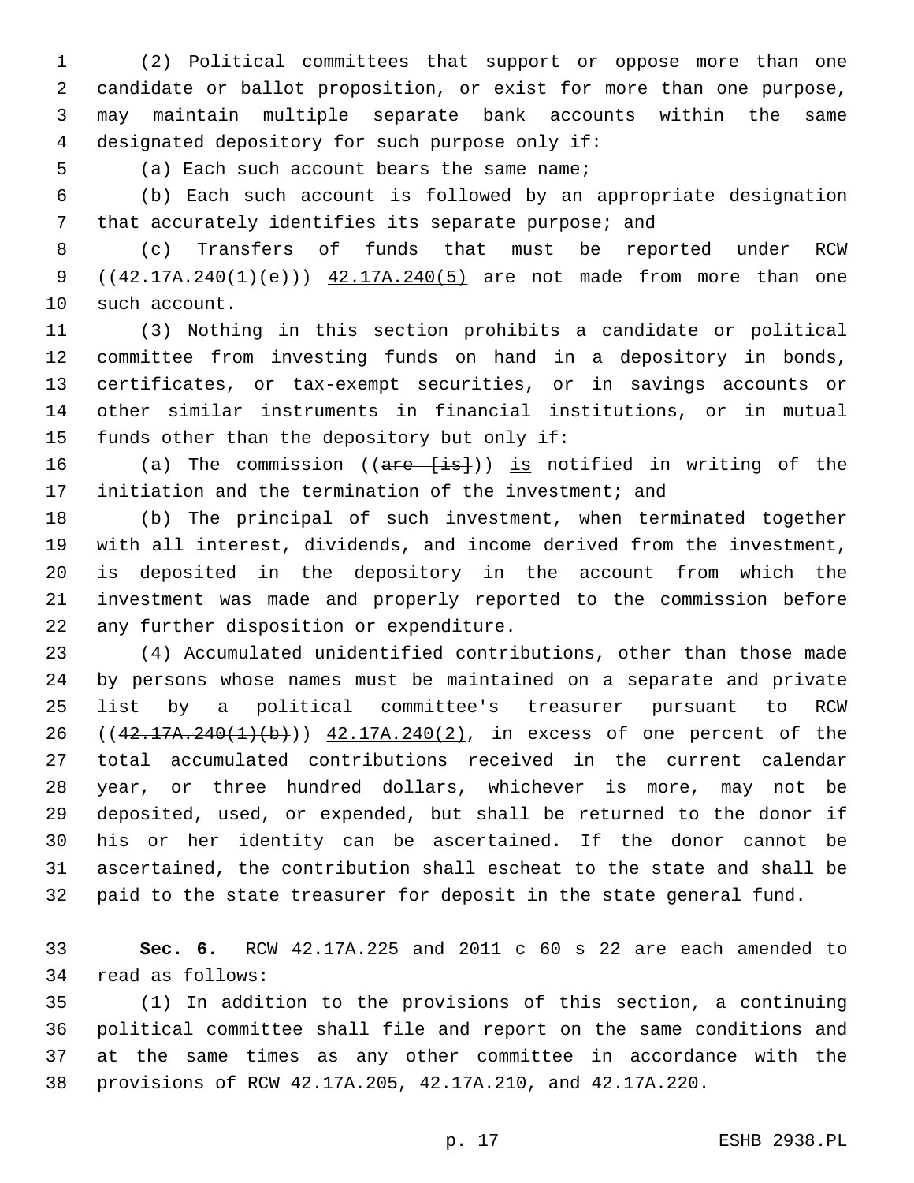(2) Political committees that support or oppose more than one candidate or ballot proposition, or exist for more than one purpose, may maintain multiple separate bank accounts within the same designated depository for such purpose only if:

(a) Each such account bears the same name;

(b) Each such account is followed by an appropriate designation that accurately identifies its separate purpose; and

(c) Transfers of funds that must be reported under RCW ((~~42.17A.240(1)(e)~~)) 42.17A.240(5) are not made from more than one such account.

(3) Nothing in this section prohibits a candidate or political committee from investing funds on hand in a depository in bonds, certificates, or tax-exempt securities, or in savings accounts or other similar instruments in financial institutions, or in mutual funds other than the depository but only if:

(a) The commission ((~~are [is]~~)) is notified in writing of the initiation and the termination of the investment; and

(b) The principal of such investment, when terminated together with all interest, dividends, and income derived from the investment, is deposited in the depository in the account from which the investment was made and properly reported to the commission before any further disposition or expenditure.

(4) Accumulated unidentified contributions, other than those made by persons whose names must be maintained on a separate and private list by a political committee's treasurer pursuant to RCW ((~~42.17A.240(1)(b)~~)) 42.17A.240(2), in excess of one percent of the total accumulated contributions received in the current calendar year, or three hundred dollars, whichever is more, may not be deposited, used, or expended, but shall be returned to the donor if his or her identity can be ascertained. If the donor cannot be ascertained, the contribution shall escheat to the state and shall be paid to the state treasurer for deposit in the state general fund.

**Sec. 6.** RCW 42.17A.225 and 2011 c 60 s 22 are each amended to read as follows:

(1) In addition to the provisions of this section, a continuing political committee shall file and report on the same conditions and at the same times as any other committee in accordance with the provisions of RCW 42.17A.205, 42.17A.210, and 42.17A.220.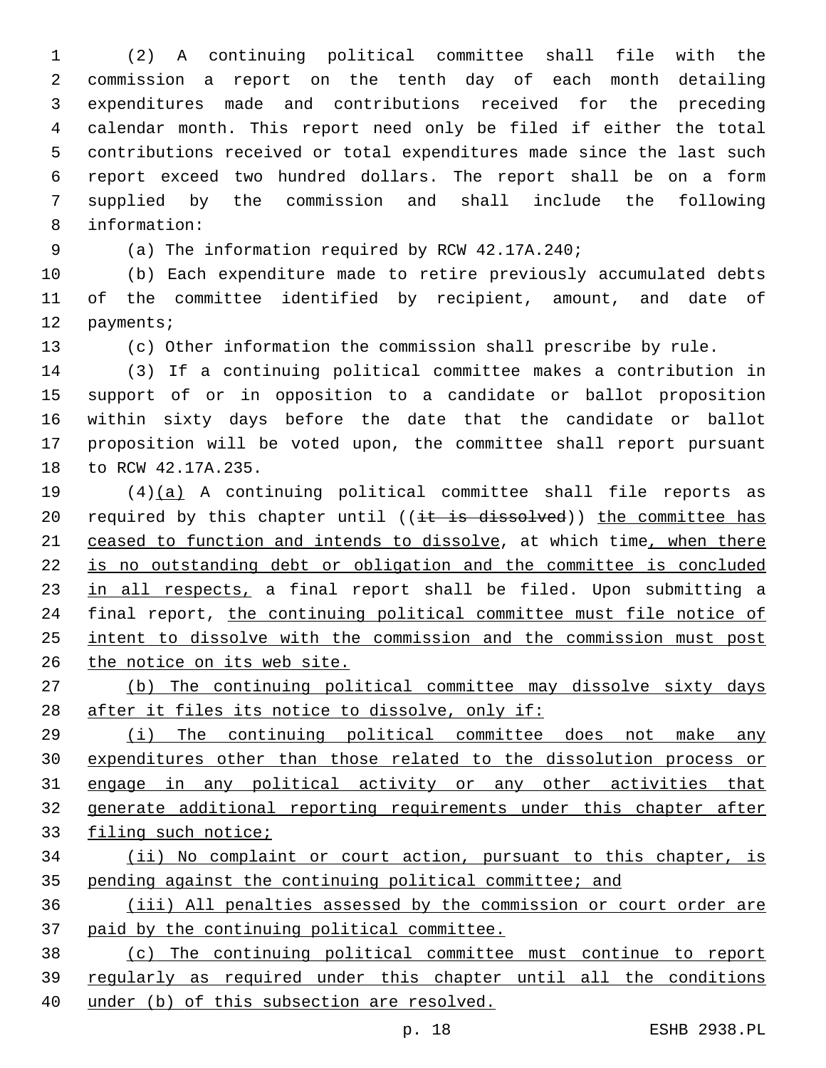(2) A continuing political committee shall file with the commission a report on the tenth day of each month detailing expenditures made and contributions received for the preceding calendar month. This report need only be filed if either the total contributions received or total expenditures made since the last such report exceed two hundred dollars. The report shall be on a form supplied by the commission and shall include the following information:

(a) The information required by RCW 42.17A.240;

(b) Each expenditure made to retire previously accumulated debts of the committee identified by recipient, amount, and date of payments;

(c) Other information the commission shall prescribe by rule.

(3) If a continuing political committee makes a contribution in support of or in opposition to a candidate or ballot proposition within sixty days before the date that the candidate or ballot proposition will be voted upon, the committee shall report pursuant to RCW 42.17A.235.

(4)(a) A continuing political committee shall file reports as required by this chapter until ((~~it is dissolved~~)) the committee has ceased to function and intends to dissolve, at which time, when there is no outstanding debt or obligation and the committee is concluded in all respects, a final report shall be filed. Upon submitting a final report, the continuing political committee must file notice of intent to dissolve with the commission and the commission must post the notice on its web site.

(b) The continuing political committee may dissolve sixty days after it files its notice to dissolve, only if:

(i) The continuing political committee does not make any expenditures other than those related to the dissolution process or engage in any political activity or any other activities that generate additional reporting requirements under this chapter after filing such notice;

(ii) No complaint or court action, pursuant to this chapter, is pending against the continuing political committee; and

(iii) All penalties assessed by the commission or court order are paid by the continuing political committee.

(c) The continuing political committee must continue to report regularly as required under this chapter until all the conditions under (b) of this subsection are resolved.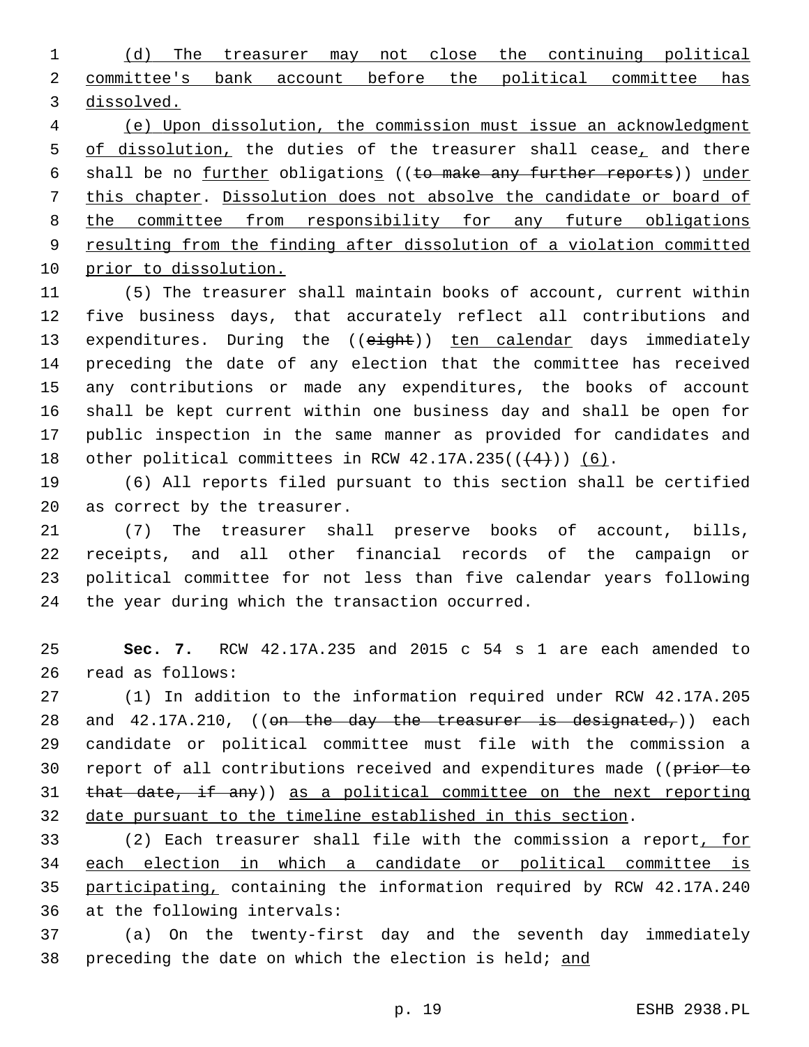(d) The treasurer may not close the continuing political committee's bank account before the political committee has dissolved.

(e) Upon dissolution, the commission must issue an acknowledgment of dissolution, the duties of the treasurer shall cease, and there shall be no further obligations ((to make any further reports)) under this chapter. Dissolution does not absolve the candidate or board of the committee from responsibility for any future obligations resulting from the finding after dissolution of a violation committed prior to dissolution.

(5) The treasurer shall maintain books of account, current within five business days, that accurately reflect all contributions and expenditures. During the ((eight)) ten calendar days immediately preceding the date of any election that the committee has received any contributions or made any expenditures, the books of account shall be kept current within one business day and shall be open for public inspection in the same manner as provided for candidates and other political committees in RCW 42.17A.235(((4))) (6).

(6) All reports filed pursuant to this section shall be certified as correct by the treasurer.

(7) The treasurer shall preserve books of account, bills, receipts, and all other financial records of the campaign or political committee for not less than five calendar years following the year during which the transaction occurred.

**Sec. 7.** RCW 42.17A.235 and 2015 c 54 s 1 are each amended to read as follows:

(1) In addition to the information required under RCW 42.17A.205 and 42.17A.210, ((on the day the treasurer is designated,)) each candidate or political committee must file with the commission a report of all contributions received and expenditures made ((prior to that date, if any)) as a political committee on the next reporting date pursuant to the timeline established in this section.

(2) Each treasurer shall file with the commission a report, for each election in which a candidate or political committee is participating, containing the information required by RCW 42.17A.240 at the following intervals:

(a) On the twenty-first day and the seventh day immediately preceding the date on which the election is held; and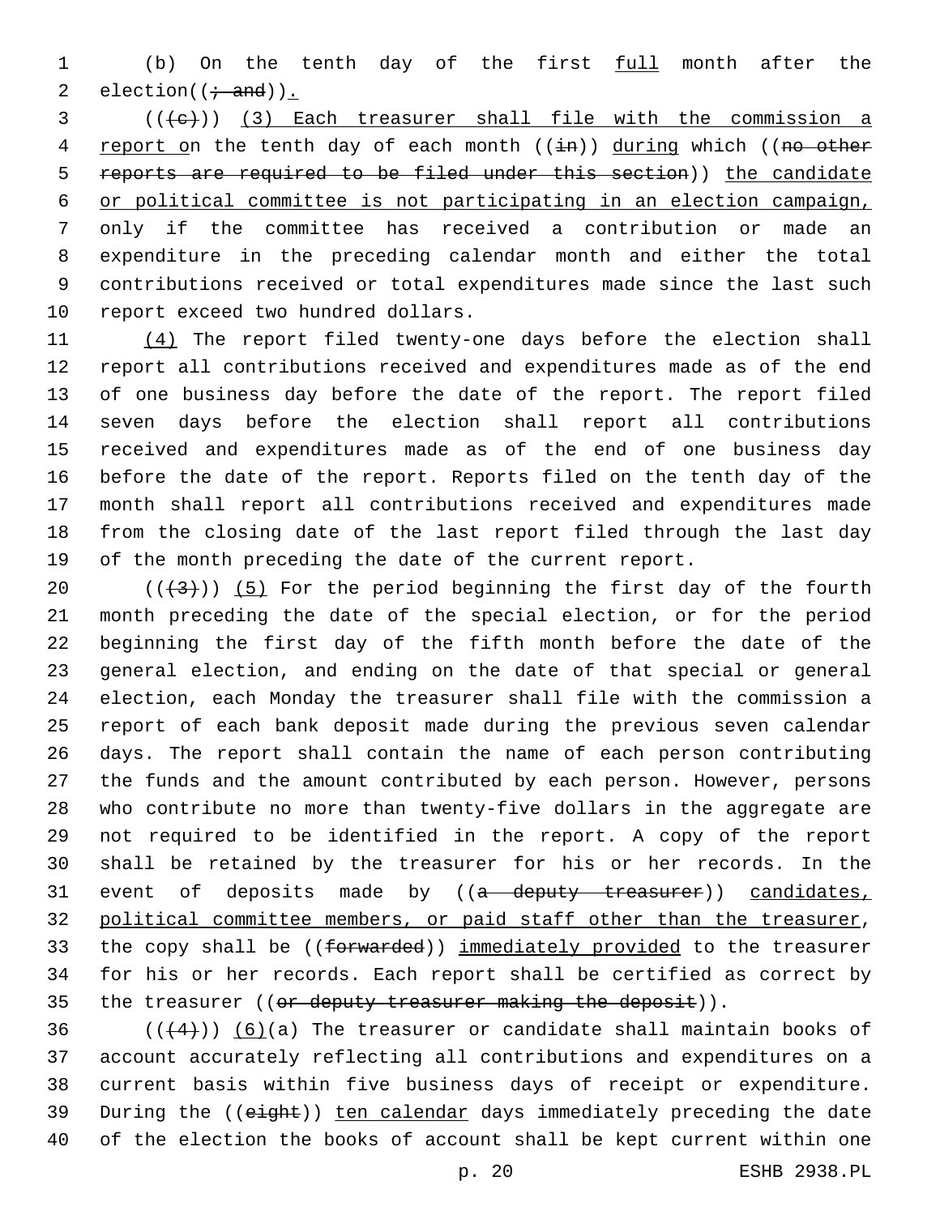(b) On the tenth day of the first full month after the election((; and)).

(((c))) (3) Each treasurer shall file with the commission a report on the tenth day of each month ((in)) during which ((no other reports are required to be filed under this section)) the candidate or political committee is not participating in an election campaign, only if the committee has received a contribution or made an expenditure in the preceding calendar month and either the total contributions received or total expenditures made since the last such report exceed two hundred dollars.

(4) The report filed twenty-one days before the election shall report all contributions received and expenditures made as of the end of one business day before the date of the report. The report filed seven days before the election shall report all contributions received and expenditures made as of the end of one business day before the date of the report. Reports filed on the tenth day of the month shall report all contributions received and expenditures made from the closing date of the last report filed through the last day of the month preceding the date of the current report.

(((3))) (5) For the period beginning the first day of the fourth month preceding the date of the special election, or for the period beginning the first day of the fifth month before the date of the general election, and ending on the date of that special or general election, each Monday the treasurer shall file with the commission a report of each bank deposit made during the previous seven calendar days. The report shall contain the name of each person contributing the funds and the amount contributed by each person. However, persons who contribute no more than twenty-five dollars in the aggregate are not required to be identified in the report. A copy of the report shall be retained by the treasurer for his or her records. In the event of deposits made by ((a deputy treasurer)) candidates, political committee members, or paid staff other than the treasurer, the copy shall be ((forwarded)) immediately provided to the treasurer for his or her records. Each report shall be certified as correct by the treasurer ((or deputy treasurer making the deposit)).

(((4))) (6)(a) The treasurer or candidate shall maintain books of account accurately reflecting all contributions and expenditures on a current basis within five business days of receipt or expenditure. During the ((eight)) ten calendar days immediately preceding the date of the election the books of account shall be kept current within one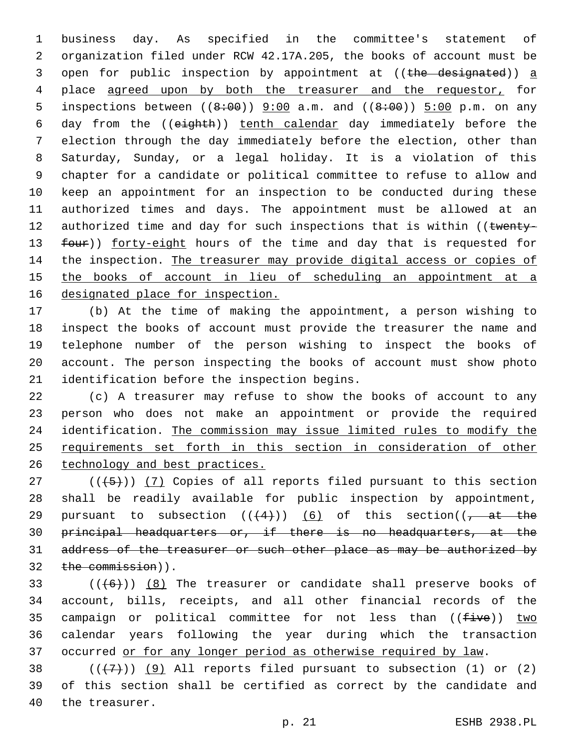business day. As specified in the committee's statement of organization filed under RCW 42.17A.205, the books of account must be open for public inspection by appointment at ((the designated)) a place agreed upon by both the treasurer and the requestor, for inspections between ((8:00)) 9:00 a.m. and ((8:00)) 5:00 p.m. on any day from the ((eighth)) tenth calendar day immediately before the election through the day immediately before the election, other than Saturday, Sunday, or a legal holiday. It is a violation of this chapter for a candidate or political committee to refuse to allow and keep an appointment for an inspection to be conducted during these authorized times and days. The appointment must be allowed at an authorized time and day for such inspections that is within ((twenty-four)) forty-eight hours of the time and day that is requested for the inspection. The treasurer may provide digital access or copies of the books of account in lieu of scheduling an appointment at a designated place for inspection.

(b) At the time of making the appointment, a person wishing to inspect the books of account must provide the treasurer the name and telephone number of the person wishing to inspect the books of account. The person inspecting the books of account must show photo identification before the inspection begins.

(c) A treasurer may refuse to show the books of account to any person who does not make an appointment or provide the required identification. The commission may issue limited rules to modify the requirements set forth in this section in consideration of other technology and best practices.

(((5))) (7) Copies of all reports filed pursuant to this section shall be readily available for public inspection by appointment, pursuant to subsection (((4))) (6) of this section((, at the principal headquarters or, if there is no headquarters, at the address of the treasurer or such other place as may be authorized by the commission)).

(((6))) (8) The treasurer or candidate shall preserve books of account, bills, receipts, and all other financial records of the campaign or political committee for not less than ((five)) two calendar years following the year during which the transaction occurred or for any longer period as otherwise required by law.

(((7))) (9) All reports filed pursuant to subsection (1) or (2) of this section shall be certified as correct by the candidate and the treasurer.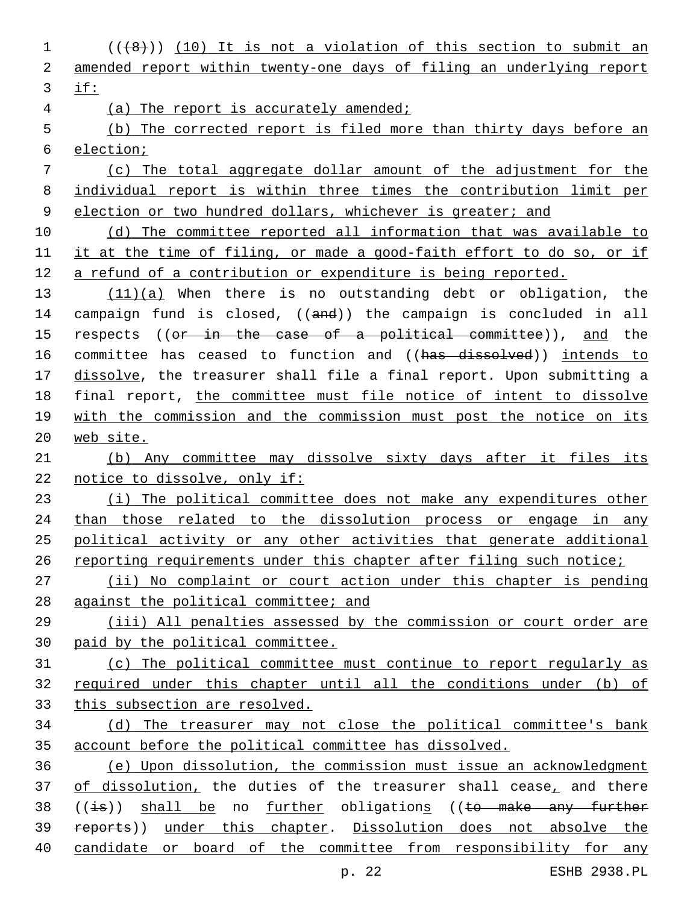((~~(8)~~)) <u>(10) It is not a violation of this section to submit an amended report within twenty-one days of filing an underlying report if:</u>

<u>(a) The report is accurately amended;</u>

<u>(b) The corrected report is filed more than thirty days before an election;</u>

<u>(c) The total aggregate dollar amount of the adjustment for the individual report is within three times the contribution limit per election or two hundred dollars, whichever is greater; and</u>

<u>(d) The committee reported all information that was available to it at the time of filing, or made a good-faith effort to do so, or if a refund of a contribution or expenditure is being reported.</u>

<u>(11)(a)</u> When there is no outstanding debt or obligation, the campaign fund is closed, ((~~and~~)) the campaign is concluded in all respects ((~~or in the case of a political committee~~)), <u>and</u> the committee has ceased to function and ((~~has dissolved~~)) <u>intends to dissolve</u>, the treasurer shall file a final report. Upon submitting a final report, <u>the committee must file notice of intent to dissolve with the commission and the commission must post the notice on its web site.</u>

<u>(b) Any committee may dissolve sixty days after it files its notice to dissolve, only if:</u>

<u>(i) The political committee does not make any expenditures other than those related to the dissolution process or engage in any political activity or any other activities that generate additional reporting requirements under this chapter after filing such notice;</u>

<u>(ii) No complaint or court action under this chapter is pending against the political committee; and</u>

<u>(iii) All penalties assessed by the commission or court order are paid by the political committee.</u>

<u>(c) The political committee must continue to report regularly as required under this chapter until all the conditions under (b) of this subsection are resolved.</u>

<u>(d) The treasurer may not close the political committee's bank account before the political committee has dissolved.</u>

<u>(e) Upon dissolution, the commission must issue an acknowledgment of dissolution,</u> the duties of the treasurer shall cease<u>,</u> and there ((~~is~~)) <u>shall be</u> no <u>further</u> obligation<u>s</u> ((~~to make any further reports~~)) <u>under this chapter</u>. <u>Dissolution does not absolve the candidate or board of the committee from responsibility for any</u>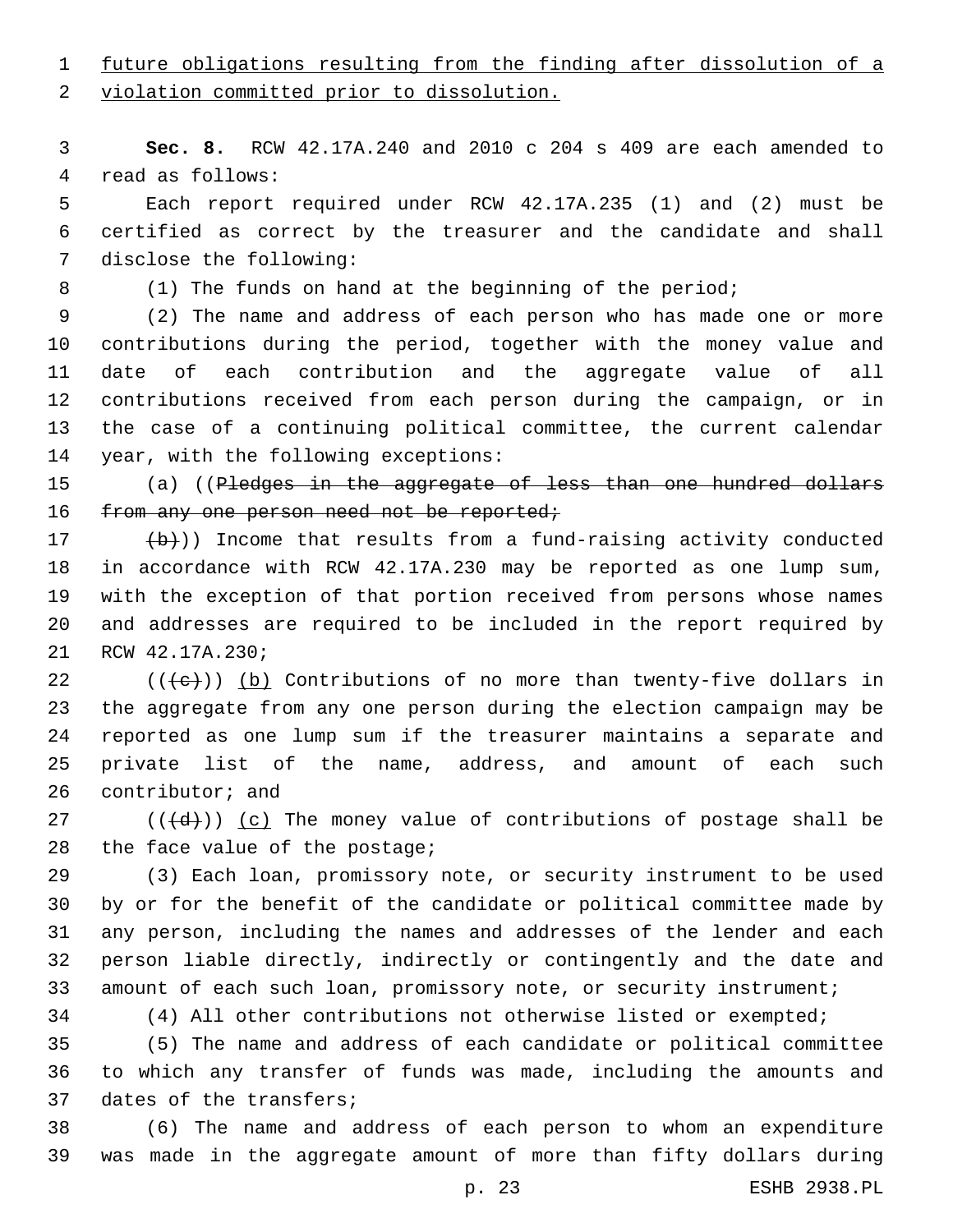future obligations resulting from the finding after dissolution of a violation committed prior to dissolution.

**Sec. 8.** RCW 42.17A.240 and 2010 c 204 s 409 are each amended to read as follows:

Each report required under RCW 42.17A.235 (1) and (2) must be certified as correct by the treasurer and the candidate and shall disclose the following:

(1) The funds on hand at the beginning of the period;

(2) The name and address of each person who has made one or more contributions during the period, together with the money value and date of each contribution and the aggregate value of all contributions received from each person during the campaign, or in the case of a continuing political committee, the current calendar year, with the following exceptions:

(a) ((~~Pledges in the aggregate of less than one hundred dollars from any one person need not be reported;~~

~~(b)~~)) Income that results from a fund-raising activity conducted in accordance with RCW 42.17A.230 may be reported as one lump sum, with the exception of that portion received from persons whose names and addresses are required to be included in the report required by RCW 42.17A.230;

((~~(c)~~)) (b) Contributions of no more than twenty-five dollars in the aggregate from any one person during the election campaign may be reported as one lump sum if the treasurer maintains a separate and private list of the name, address, and amount of each such contributor; and

((~~(d)~~)) (c) The money value of contributions of postage shall be the face value of the postage;

(3) Each loan, promissory note, or security instrument to be used by or for the benefit of the candidate or political committee made by any person, including the names and addresses of the lender and each person liable directly, indirectly or contingently and the date and amount of each such loan, promissory note, or security instrument;

(4) All other contributions not otherwise listed or exempted;

(5) The name and address of each candidate or political committee to which any transfer of funds was made, including the amounts and dates of the transfers;

(6) The name and address of each person to whom an expenditure was made in the aggregate amount of more than fifty dollars during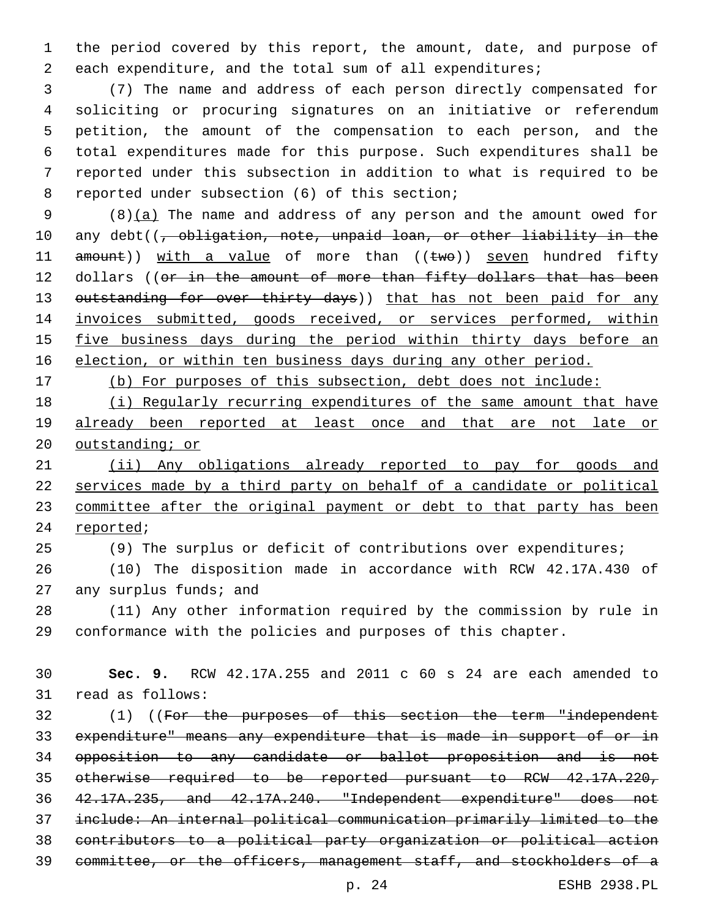the period covered by this report, the amount, date, and purpose of each expenditure, and the total sum of all expenditures;

(7) The name and address of each person directly compensated for soliciting or procuring signatures on an initiative or referendum petition, the amount of the compensation to each person, and the total expenditures made for this purpose. Such expenditures shall be reported under this subsection in addition to what is required to be reported under subsection (6) of this section;

(8)<u>(a)</u> The name and address of any person and the amount owed for any debt((~~, obligation, note, unpaid loan, or other liability in the amount~~)) <u>with a value</u> of more than ((~~two~~)) <u>seven</u> hundred fifty dollars ((~~or in the amount of more than fifty dollars that has been outstanding for over thirty days~~)) <u>that has not been paid for any invoices submitted, goods received, or services performed, within five business days during the period within thirty days before an election, or within ten business days during any other period.</u>

<u>(b) For purposes of this subsection, debt does not include:</u>

<u>(i) Regularly recurring expenditures of the same amount that have already been reported at least once and that are not late or outstanding; or</u>

<u>(ii) Any obligations already reported to pay for goods and services made by a third party on behalf of a candidate or political committee after the original payment or debt to that party has been reported</u>;

(9) The surplus or deficit of contributions over expenditures;

(10) The disposition made in accordance with RCW 42.17A.430 of any surplus funds; and

(11) Any other information required by the commission by rule in conformance with the policies and purposes of this chapter.

**Sec. 9.** RCW 42.17A.255 and 2011 c 60 s 24 are each amended to read as follows:

(1) ((~~For the purposes of this section the term "independent expenditure" means any expenditure that is made in support of or in opposition to any candidate or ballot proposition and is not otherwise required to be reported pursuant to RCW 42.17A.220, 42.17A.235, and 42.17A.240. "Independent expenditure" does not include: An internal political communication primarily limited to the contributors to a political party organization or political action committee, or the officers, management staff, and stockholders of a~~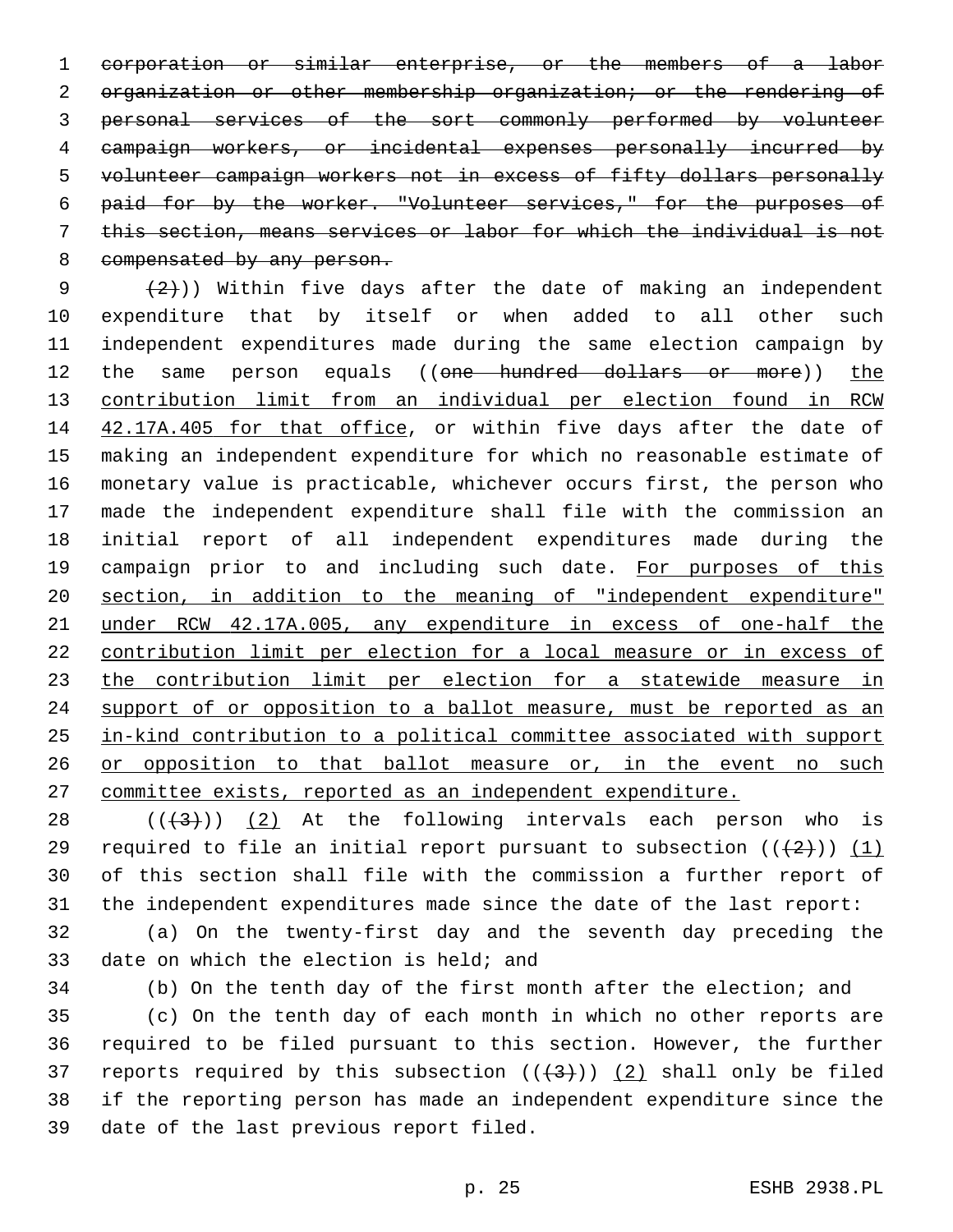~~corporation or similar enterprise, or the members of a labor organization or other membership organization; or the rendering of personal services of the sort commonly performed by volunteer campaign workers, or incidental expenses personally incurred by volunteer campaign workers not in excess of fifty dollars personally paid for by the worker. "Volunteer services," for the purposes of this section, means services or labor for which the individual is not compensated by any person.~~

~~(2)~~)) Within five days after the date of making an independent expenditure that by itself or when added to all other such independent expenditures made during the same election campaign by the same person equals ((~~one hundred dollars or more~~)) <u>the contribution limit from an individual per election found in RCW 42.17A.405 for that office</u>, or within five days after the date of making an independent expenditure for which no reasonable estimate of monetary value is practicable, whichever occurs first, the person who made the independent expenditure shall file with the commission an initial report of all independent expenditures made during the campaign prior to and including such date. <u>For purposes of this section, in addition to the meaning of "independent expenditure" under RCW 42.17A.005, any expenditure in excess of one-half the contribution limit per election for a local measure or in excess of the contribution limit per election for a statewide measure in support of or opposition to a ballot measure, must be reported as an in-kind contribution to a political committee associated with support or opposition to that ballot measure or, in the event no such committee exists, reported as an independent expenditure.</u>

((~~(3)~~)) <u>(2)</u> At the following intervals each person who is required to file an initial report pursuant to subsection ((~~(2)~~)) <u>(1)</u> of this section shall file with the commission a further report of the independent expenditures made since the date of the last report:

(a) On the twenty-first day and the seventh day preceding the date on which the election is held; and

(b) On the tenth day of the first month after the election; and

(c) On the tenth day of each month in which no other reports are required to be filed pursuant to this section. However, the further reports required by this subsection ((~~(3)~~)) <u>(2)</u> shall only be filed if the reporting person has made an independent expenditure since the date of the last previous report filed.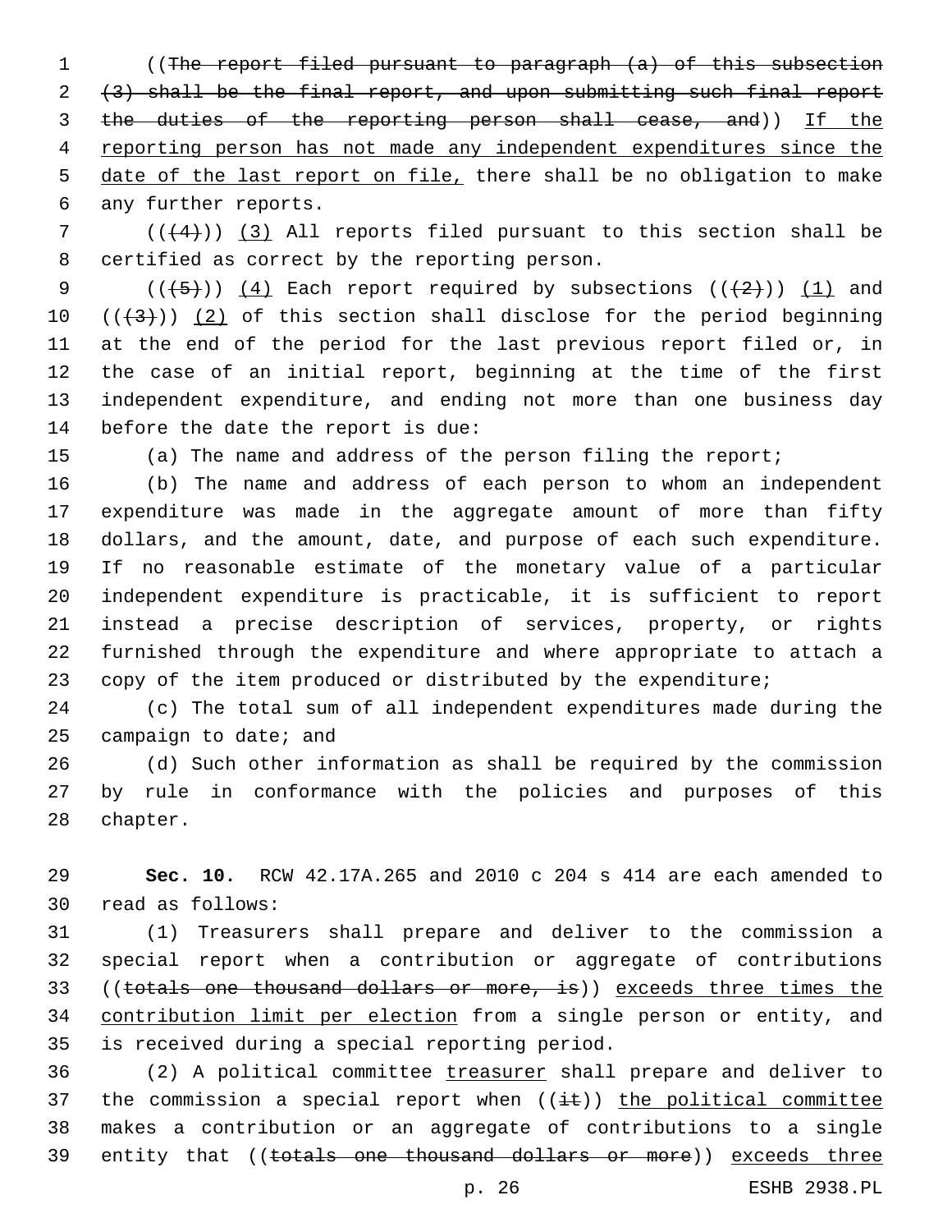((~~The report filed pursuant to paragraph (a) of this subsection (3) shall be the final report, and upon submitting such final report the duties of the reporting person shall cease, and~~)) <u>If the reporting person has not made any independent expenditures since the date of the last report on file,</u> there shall be no obligation to make any further reports.

((~~(4)~~)) <u>(3)</u> All reports filed pursuant to this section shall be certified as correct by the reporting person.

((~~(5)~~)) <u>(4)</u> Each report required by subsections ((~~(2)~~)) <u>(1)</u> and ((~~(3)~~)) <u>(2)</u> of this section shall disclose for the period beginning at the end of the period for the last previous report filed or, in the case of an initial report, beginning at the time of the first independent expenditure, and ending not more than one business day before the date the report is due:

(a) The name and address of the person filing the report;

(b) The name and address of each person to whom an independent expenditure was made in the aggregate amount of more than fifty dollars, and the amount, date, and purpose of each such expenditure. If no reasonable estimate of the monetary value of a particular independent expenditure is practicable, it is sufficient to report instead a precise description of services, property, or rights furnished through the expenditure and where appropriate to attach a copy of the item produced or distributed by the expenditure;

(c) The total sum of all independent expenditures made during the campaign to date; and

(d) Such other information as shall be required by the commission by rule in conformance with the policies and purposes of this chapter.

**Sec. 10.** RCW 42.17A.265 and 2010 c 204 s 414 are each amended to read as follows:

(1) Treasurers shall prepare and deliver to the commission a special report when a contribution or aggregate of contributions ((~~totals one thousand dollars or more, is~~)) <u>exceeds three times the contribution limit per election</u> from a single person or entity, and is received during a special reporting period.

(2) A political committee <u>treasurer</u> shall prepare and deliver to the commission a special report when ((~~it~~)) <u>the political committee</u> makes a contribution or an aggregate of contributions to a single entity that ((~~totals one thousand dollars or more~~)) <u>exceeds three</u>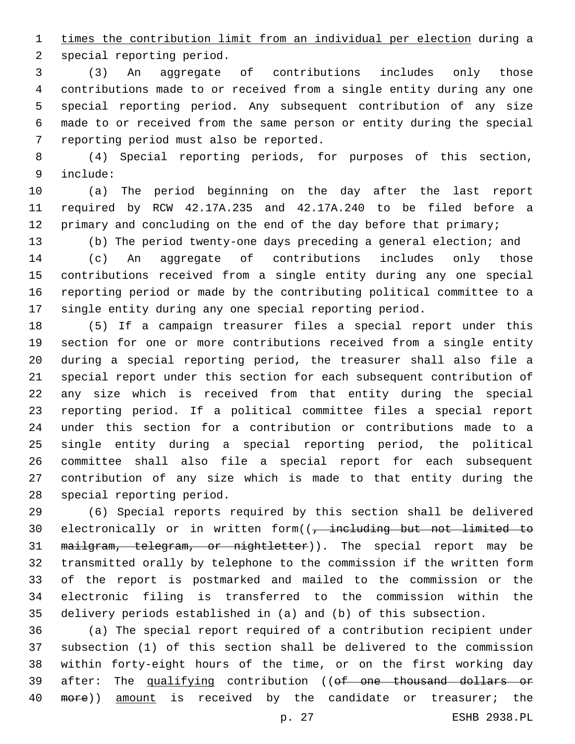times the contribution limit from an individual per election during a special reporting period.

(3) An aggregate of contributions includes only those contributions made to or received from a single entity during any one special reporting period. Any subsequent contribution of any size made to or received from the same person or entity during the special reporting period must also be reported.

(4) Special reporting periods, for purposes of this section, include:

(a) The period beginning on the day after the last report required by RCW 42.17A.235 and 42.17A.240 to be filed before a primary and concluding on the end of the day before that primary;

(b) The period twenty-one days preceding a general election; and

(c) An aggregate of contributions includes only those contributions received from a single entity during any one special reporting period or made by the contributing political committee to a single entity during any one special reporting period.

(5) If a campaign treasurer files a special report under this section for one or more contributions received from a single entity during a special reporting period, the treasurer shall also file a special report under this section for each subsequent contribution of any size which is received from that entity during the special reporting period. If a political committee files a special report under this section for a contribution or contributions made to a single entity during a special reporting period, the political committee shall also file a special report for each subsequent contribution of any size which is made to that entity during the special reporting period.

(6) Special reports required by this section shall be delivered electronically or in written form((~~, including but not limited to mailgram, telegram, or nightletter~~)). The special report may be transmitted orally by telephone to the commission if the written form of the report is postmarked and mailed to the commission or the electronic filing is transferred to the commission within the delivery periods established in (a) and (b) of this subsection.

(a) The special report required of a contribution recipient under subsection (1) of this section shall be delivered to the commission within forty-eight hours of the time, or on the first working day after: The qualifying contribution ((~~of one thousand dollars or more~~)) amount is received by the candidate or treasurer; the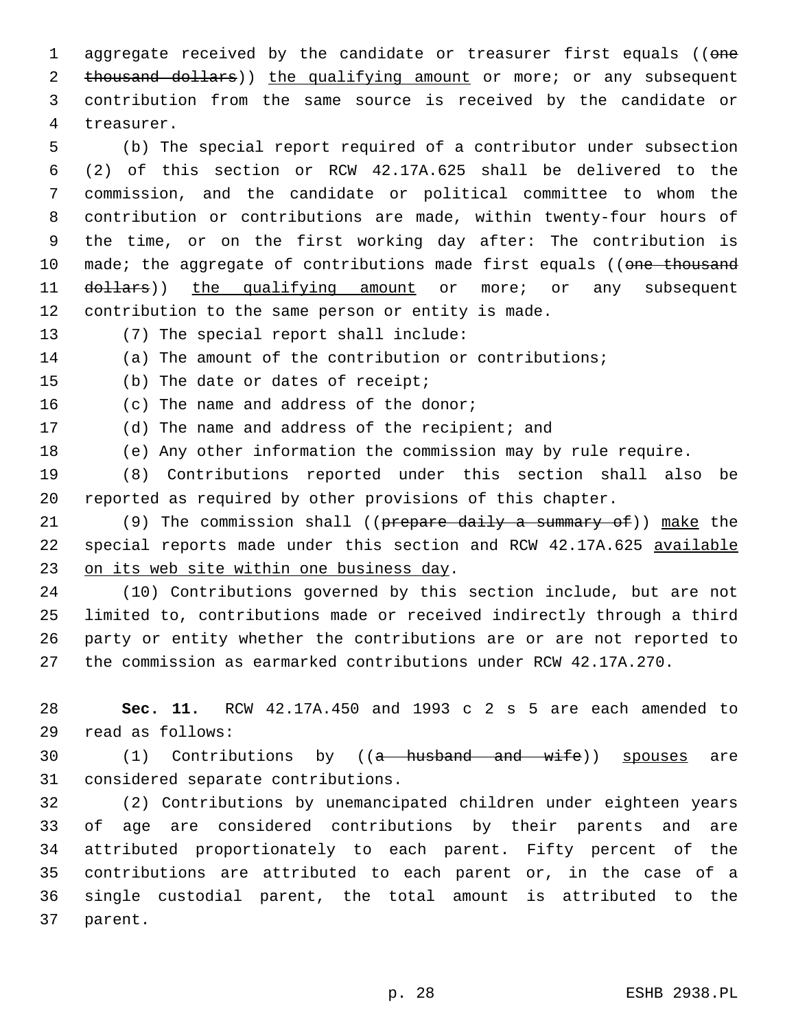aggregate received by the candidate or treasurer first equals ((~~one thousand dollars~~)) <u>the qualifying amount</u> or more; or any subsequent contribution from the same source is received by the candidate or treasurer.

(b) The special report required of a contributor under subsection (2) of this section or RCW 42.17A.625 shall be delivered to the commission, and the candidate or political committee to whom the contribution or contributions are made, within twenty-four hours of the time, or on the first working day after: The contribution is made; the aggregate of contributions made first equals ((~~one thousand dollars~~)) <u>the qualifying amount</u> or more; or any subsequent contribution to the same person or entity is made.

(7) The special report shall include:

(a) The amount of the contribution or contributions;

(b) The date or dates of receipt;

(c) The name and address of the donor;

(d) The name and address of the recipient; and

(e) Any other information the commission may by rule require.

(8) Contributions reported under this section shall also be reported as required by other provisions of this chapter.

(9) The commission shall ((~~prepare daily a summary of~~)) <u>make</u> the special reports made under this section and RCW 42.17A.625 <u>available on its web site within one business day</u>.

(10) Contributions governed by this section include, but are not limited to, contributions made or received indirectly through a third party or entity whether the contributions are or are not reported to the commission as earmarked contributions under RCW 42.17A.270.

**Sec. 11.** RCW 42.17A.450 and 1993 c 2 s 5 are each amended to read as follows:

(1) Contributions by ((~~a husband and wife~~)) <u>spouses</u> are considered separate contributions.

(2) Contributions by unemancipated children under eighteen years of age are considered contributions by their parents and are attributed proportionately to each parent. Fifty percent of the contributions are attributed to each parent or, in the case of a single custodial parent, the total amount is attributed to the parent.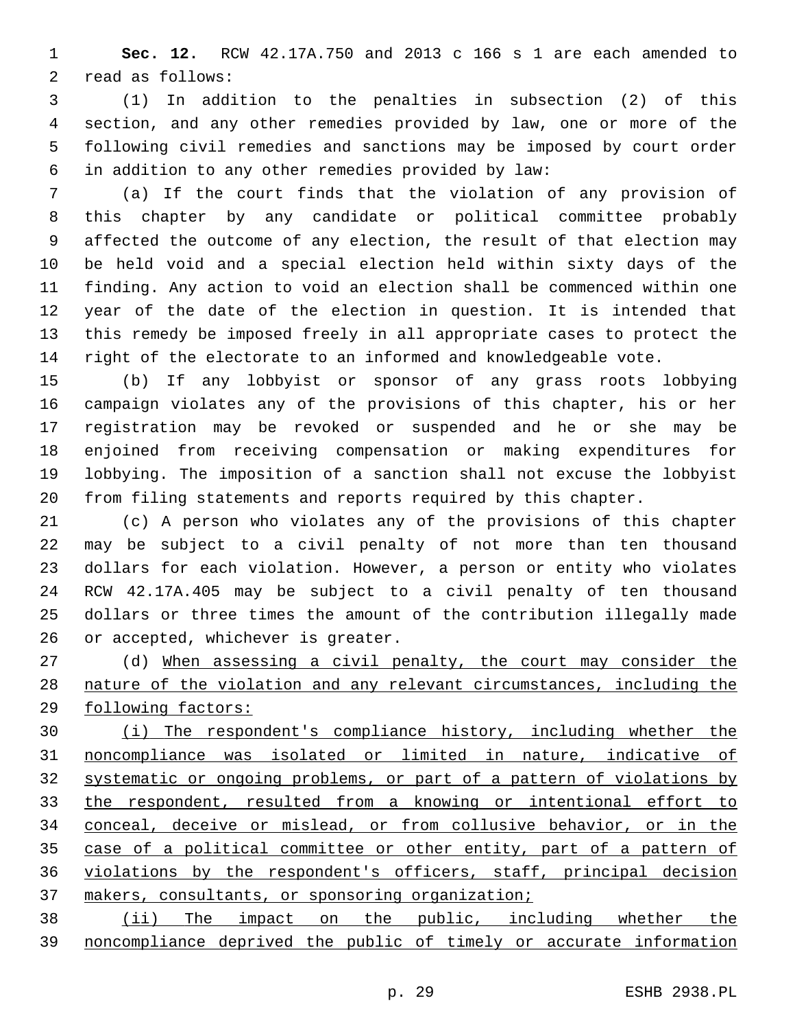**Sec. 12.** RCW 42.17A.750 and 2013 c 166 s 1 are each amended to read as follows:

(1) In addition to the penalties in subsection (2) of this section, and any other remedies provided by law, one or more of the following civil remedies and sanctions may be imposed by court order in addition to any other remedies provided by law:

(a) If the court finds that the violation of any provision of this chapter by any candidate or political committee probably affected the outcome of any election, the result of that election may be held void and a special election held within sixty days of the finding. Any action to void an election shall be commenced within one year of the date of the election in question. It is intended that this remedy be imposed freely in all appropriate cases to protect the right of the electorate to an informed and knowledgeable vote.

(b) If any lobbyist or sponsor of any grass roots lobbying campaign violates any of the provisions of this chapter, his or her registration may be revoked or suspended and he or she may be enjoined from receiving compensation or making expenditures for lobbying. The imposition of a sanction shall not excuse the lobbyist from filing statements and reports required by this chapter.

(c) A person who violates any of the provisions of this chapter may be subject to a civil penalty of not more than ten thousand dollars for each violation. However, a person or entity who violates RCW 42.17A.405 may be subject to a civil penalty of ten thousand dollars or three times the amount of the contribution illegally made or accepted, whichever is greater.

(d) <u>When assessing a civil penalty, the court may consider the nature of the violation and any relevant circumstances, including the following factors:</u>

<u>(i) The respondent's compliance history, including whether the noncompliance was isolated or limited in nature, indicative of systematic or ongoing problems, or part of a pattern of violations by the respondent, resulted from a knowing or intentional effort to conceal, deceive or mislead, or from collusive behavior, or in the case of a political committee or other entity, part of a pattern of violations by the respondent's officers, staff, principal decision makers, consultants, or sponsoring organization;</u>

<u>(ii) The impact on the public, including whether the noncompliance deprived the public of timely or accurate information</u>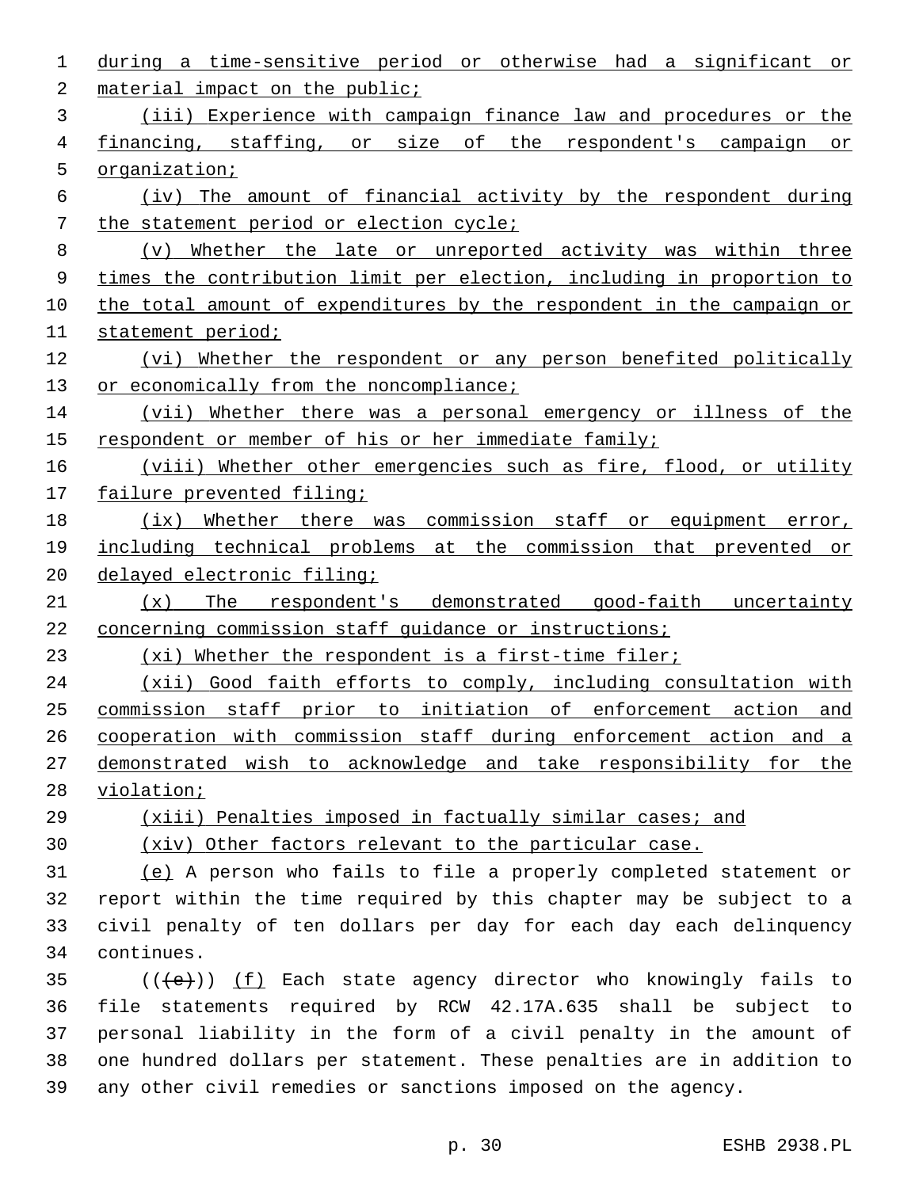during a time-sensitive period or otherwise had a significant or material impact on the public;

(iii) Experience with campaign finance law and procedures or the financing, staffing, or size of the respondent's campaign or organization;

(iv) The amount of financial activity by the respondent during the statement period or election cycle;

(v) Whether the late or unreported activity was within three times the contribution limit per election, including in proportion to the total amount of expenditures by the respondent in the campaign or statement period;

(vi) Whether the respondent or any person benefited politically or economically from the noncompliance;

(vii) Whether there was a personal emergency or illness of the respondent or member of his or her immediate family;

(viii) Whether other emergencies such as fire, flood, or utility failure prevented filing;

(ix) Whether there was commission staff or equipment error, including technical problems at the commission that prevented or delayed electronic filing;

(x) The respondent's demonstrated good-faith uncertainty concerning commission staff guidance or instructions;

(xi) Whether the respondent is a first-time filer;

(xii) Good faith efforts to comply, including consultation with commission staff prior to initiation of enforcement action and cooperation with commission staff during enforcement action and a demonstrated wish to acknowledge and take responsibility for the violation;

(xiii) Penalties imposed in factually similar cases; and

(xiv) Other factors relevant to the particular case.

(e) A person who fails to file a properly completed statement or report within the time required by this chapter may be subject to a civil penalty of ten dollars per day for each day each delinquency continues.

(((e))) (f) Each state agency director who knowingly fails to file statements required by RCW 42.17A.635 shall be subject to personal liability in the form of a civil penalty in the amount of one hundred dollars per statement. These penalties are in addition to any other civil remedies or sanctions imposed on the agency.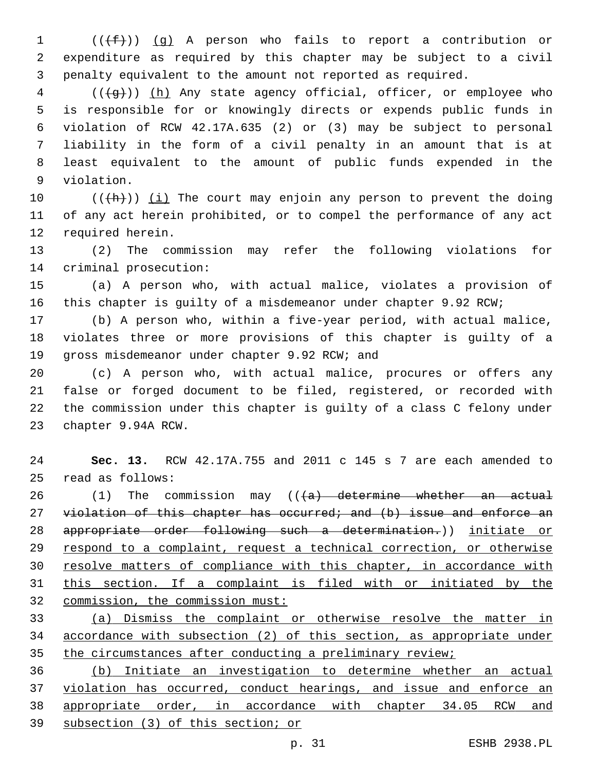(((f))) (g) A person who fails to report a contribution or expenditure as required by this chapter may be subject to a civil penalty equivalent to the amount not reported as required.

(((g))) (h) Any state agency official, officer, or employee who is responsible for or knowingly directs or expends public funds in violation of RCW 42.17A.635 (2) or (3) may be subject to personal liability in the form of a civil penalty in an amount that is at least equivalent to the amount of public funds expended in the violation.

(((h))) (i) The court may enjoin any person to prevent the doing of any act herein prohibited, or to compel the performance of any act required herein.

(2) The commission may refer the following violations for criminal prosecution:

(a) A person who, with actual malice, violates a provision of this chapter is guilty of a misdemeanor under chapter 9.92 RCW;

(b) A person who, within a five-year period, with actual malice, violates three or more provisions of this chapter is guilty of a gross misdemeanor under chapter 9.92 RCW; and

(c) A person who, with actual malice, procures or offers any false or forged document to be filed, registered, or recorded with the commission under this chapter is guilty of a class C felony under chapter 9.94A RCW.

**Sec. 13.** RCW 42.17A.755 and 2011 c 145 s 7 are each amended to read as follows:

(1) The commission may (((a) determine whether an actual violation of this chapter has occurred; and (b) issue and enforce an appropriate order following such a determination.)) initiate or respond to a complaint, request a technical correction, or otherwise resolve matters of compliance with this chapter, in accordance with this section. If a complaint is filed with or initiated by the commission, the commission must:

(a) Dismiss the complaint or otherwise resolve the matter in accordance with subsection (2) of this section, as appropriate under the circumstances after conducting a preliminary review;

(b) Initiate an investigation to determine whether an actual violation has occurred, conduct hearings, and issue and enforce an appropriate order, in accordance with chapter 34.05 RCW and subsection (3) of this section; or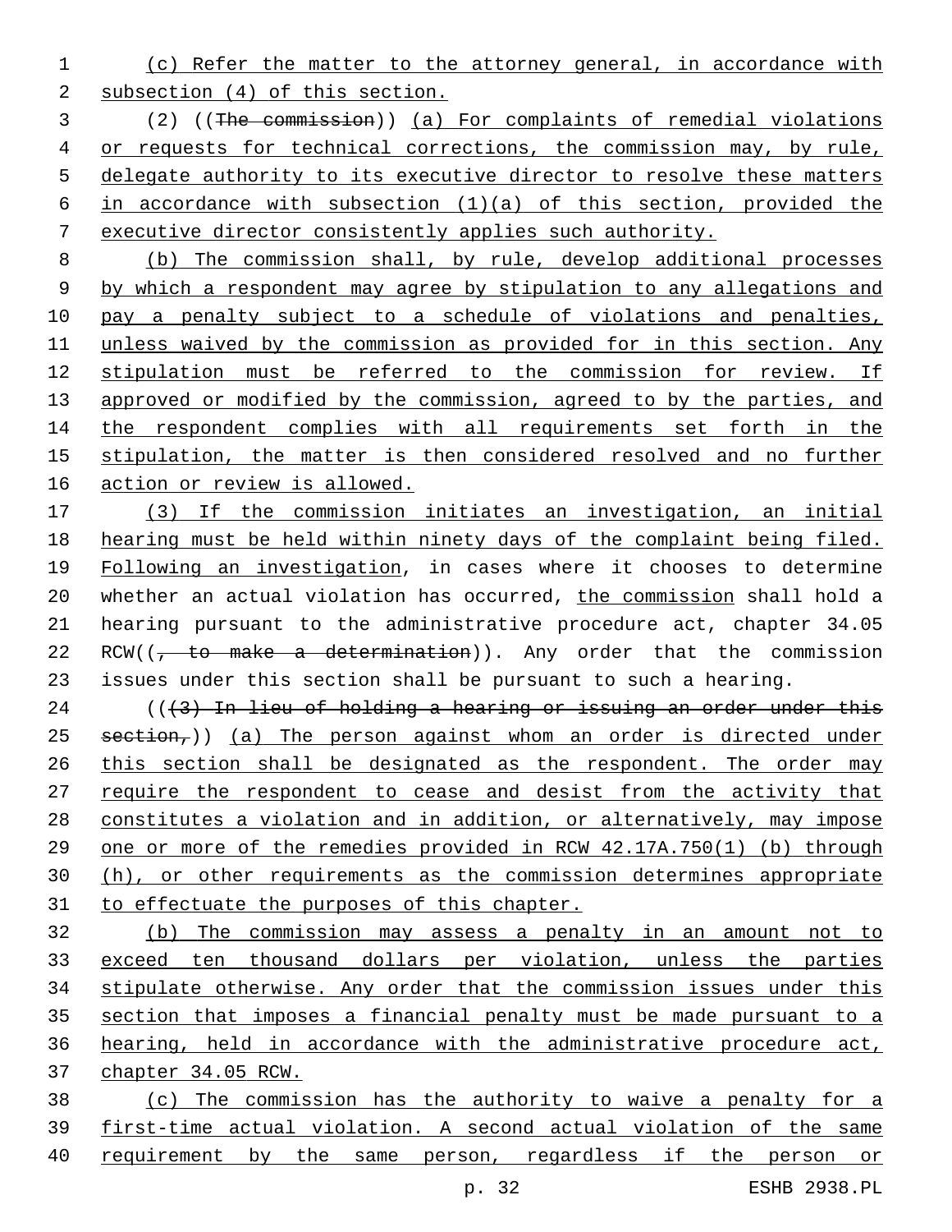(c) Refer the matter to the attorney general, in accordance with subsection (4) of this section.

(2) ((The commission)) (a) For complaints of remedial violations or requests for technical corrections, the commission may, by rule, delegate authority to its executive director to resolve these matters in accordance with subsection (1)(a) of this section, provided the executive director consistently applies such authority.

(b) The commission shall, by rule, develop additional processes by which a respondent may agree by stipulation to any allegations and pay a penalty subject to a schedule of violations and penalties, unless waived by the commission as provided for in this section. Any stipulation must be referred to the commission for review. If approved or modified by the commission, agreed to by the parties, and the respondent complies with all requirements set forth in the stipulation, the matter is then considered resolved and no further action or review is allowed.

(3) If the commission initiates an investigation, an initial hearing must be held within ninety days of the complaint being filed. Following an investigation, in cases where it chooses to determine whether an actual violation has occurred, the commission shall hold a hearing pursuant to the administrative procedure act, chapter 34.05 RCW((, to make a determination)). Any order that the commission issues under this section shall be pursuant to such a hearing.

(((3) In lieu of holding a hearing or issuing an order under this section,)) (a) The person against whom an order is directed under this section shall be designated as the respondent. The order may require the respondent to cease and desist from the activity that constitutes a violation and in addition, or alternatively, may impose one or more of the remedies provided in RCW 42.17A.750(1) (b) through (h), or other requirements as the commission determines appropriate to effectuate the purposes of this chapter.

(b) The commission may assess a penalty in an amount not to exceed ten thousand dollars per violation, unless the parties stipulate otherwise. Any order that the commission issues under this section that imposes a financial penalty must be made pursuant to a hearing, held in accordance with the administrative procedure act, chapter 34.05 RCW.

(c) The commission has the authority to waive a penalty for a first-time actual violation. A second actual violation of the same requirement by the same person, regardless if the person or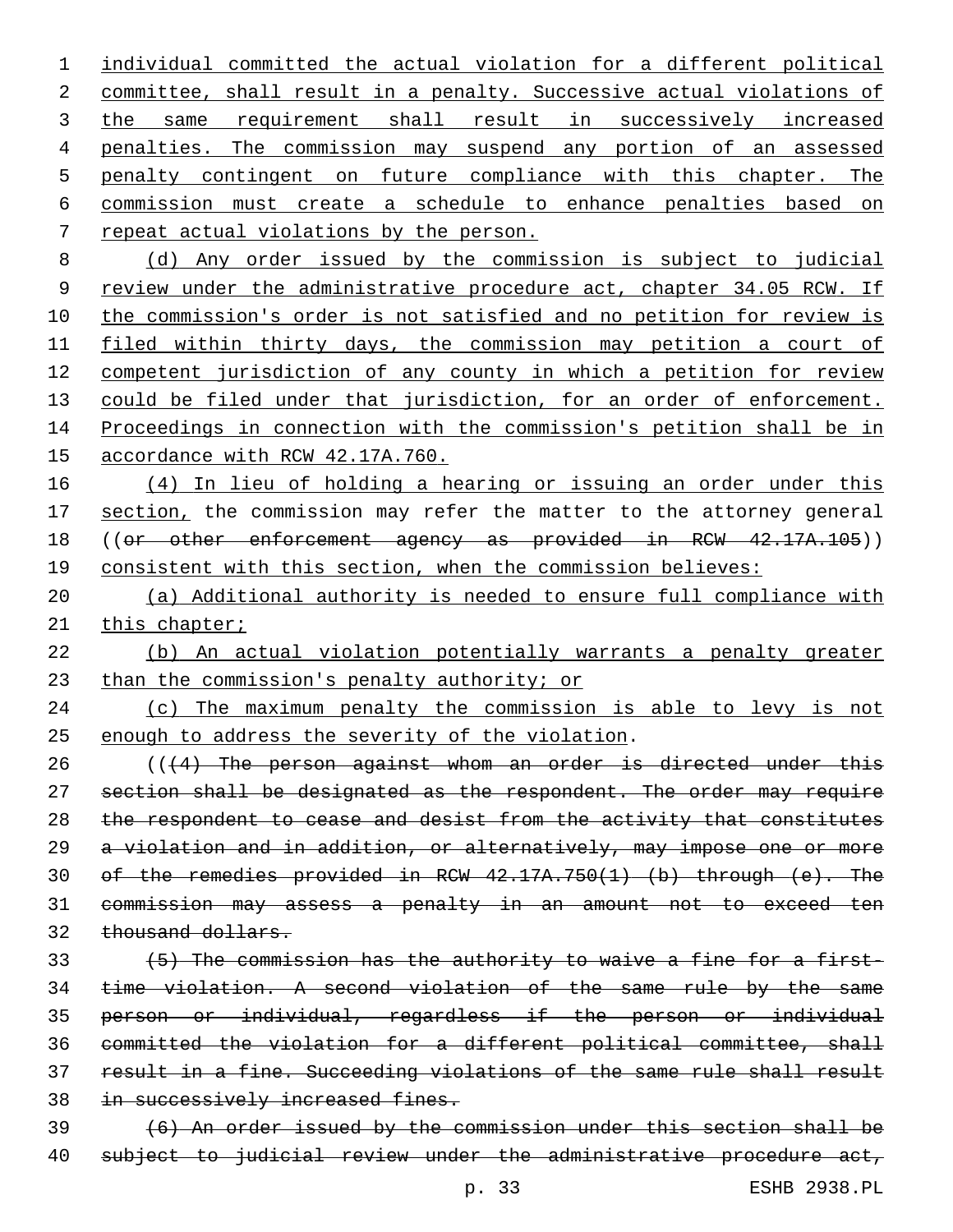individual committed the actual violation for a different political committee, shall result in a penalty. Successive actual violations of the same requirement shall result in successively increased penalties. The commission may suspend any portion of an assessed penalty contingent on future compliance with this chapter. The commission must create a schedule to enhance penalties based on repeat actual violations by the person.

(d) Any order issued by the commission is subject to judicial review under the administrative procedure act, chapter 34.05 RCW. If the commission's order is not satisfied and no petition for review is filed within thirty days, the commission may petition a court of competent jurisdiction of any county in which a petition for review could be filed under that jurisdiction, for an order of enforcement. Proceedings in connection with the commission's petition shall be in accordance with RCW 42.17A.760.

(4) In lieu of holding a hearing or issuing an order under this section, the commission may refer the matter to the attorney general ((~~or other enforcement agency as provided in RCW 42.17A.105~~)) consistent with this section, when the commission believes:

(a) Additional authority is needed to ensure full compliance with this chapter;

(b) An actual violation potentially warrants a penalty greater than the commission's penalty authority; or

(c) The maximum penalty the commission is able to levy is not enough to address the severity of the violation.

((~~(4) The person against whom an order is directed under this section shall be designated as the respondent. The order may require the respondent to cease and desist from the activity that constitutes a violation and in addition, or alternatively, may impose one or more of the remedies provided in RCW 42.17A.750(1) (b) through (e). The commission may assess a penalty in an amount not to exceed ten thousand dollars.~~

~~(5) The commission has the authority to waive a fine for a first-time violation. A second violation of the same rule by the same person or individual, regardless if the person or individual committed the violation for a different political committee, shall result in a fine. Succeeding violations of the same rule shall result in successively increased fines.~~

~~(6) An order issued by the commission under this section shall be subject to judicial review under the administrative procedure act,~~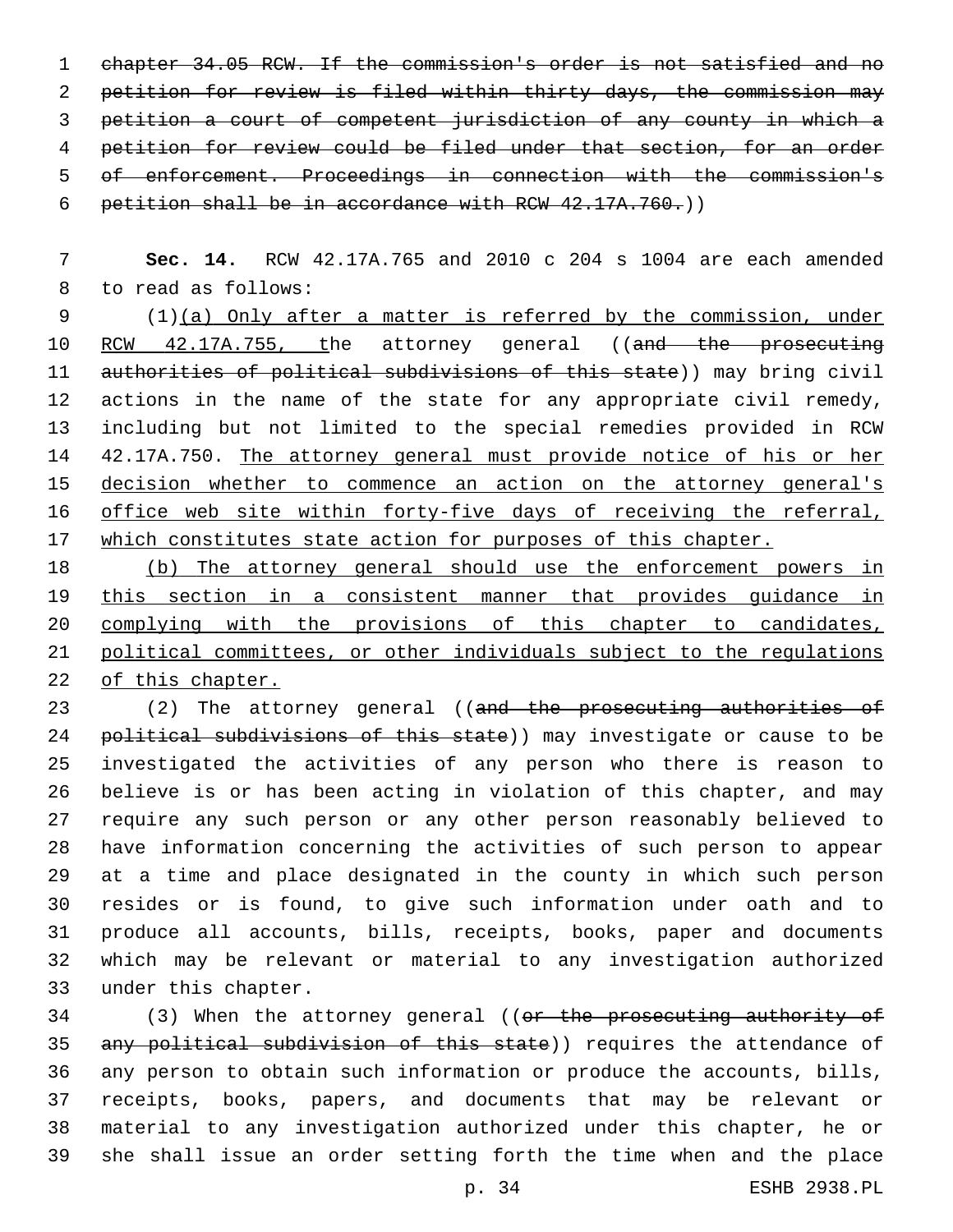~~chapter 34.05 RCW. If the commission's order is not satisfied and no petition for review is filed within thirty days, the commission may petition a court of competent jurisdiction of any county in which a petition for review could be filed under that section, for an order of enforcement. Proceedings in connection with the commission's petition shall be in accordance with RCW 42.17A.760.~~))

**Sec. 14.** RCW 42.17A.765 and 2010 c 204 s 1004 are each amended to read as follows:

(1)<u>(a) Only after a matter is referred by the commission, under RCW 42.17A.755, t</u>he attorney general ((~~and the prosecuting authorities of political subdivisions of this state~~)) may bring civil actions in the name of the state for any appropriate civil remedy, including but not limited to the special remedies provided in RCW 42.17A.750. <u>The attorney general must provide notice of his or her decision whether to commence an action on the attorney general's office web site within forty-five days of receiving the referral, which constitutes state action for purposes of this chapter.</u>

<u>(b) The attorney general should use the enforcement powers in this section in a consistent manner that provides guidance in complying with the provisions of this chapter to candidates, political committees, or other individuals subject to the regulations of this chapter.</u>

(2) The attorney general ((~~and the prosecuting authorities of political subdivisions of this state~~)) may investigate or cause to be investigated the activities of any person who there is reason to believe is or has been acting in violation of this chapter, and may require any such person or any other person reasonably believed to have information concerning the activities of such person to appear at a time and place designated in the county in which such person resides or is found, to give such information under oath and to produce all accounts, bills, receipts, books, paper and documents which may be relevant or material to any investigation authorized under this chapter.

(3) When the attorney general ((~~or the prosecuting authority of any political subdivision of this state~~)) requires the attendance of any person to obtain such information or produce the accounts, bills, receipts, books, papers, and documents that may be relevant or material to any investigation authorized under this chapter, he or she shall issue an order setting forth the time when and the place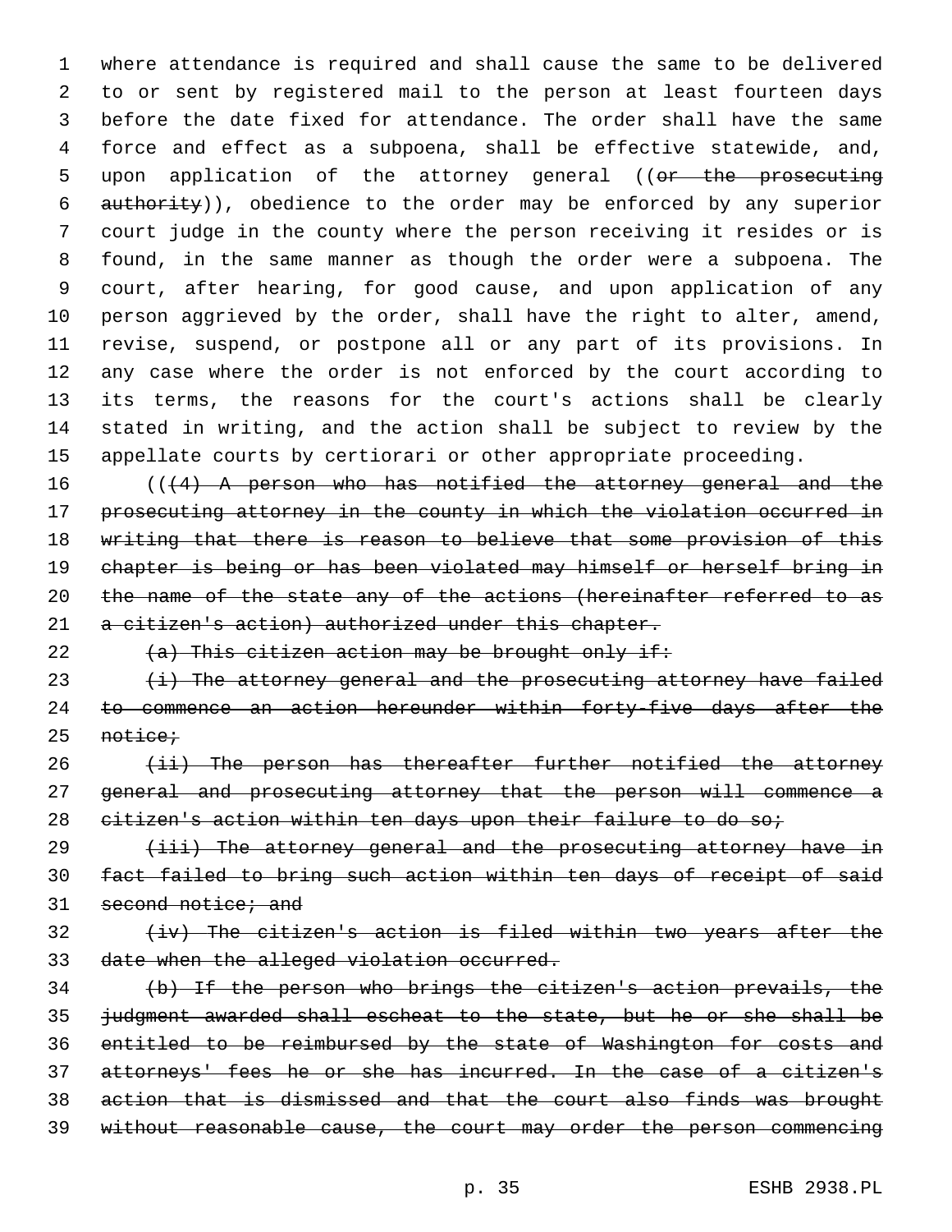where attendance is required and shall cause the same to be delivered to or sent by registered mail to the person at least fourteen days before the date fixed for attendance. The order shall have the same force and effect as a subpoena, shall be effective statewide, and, upon application of the attorney general ((~~or the prosecuting authority~~)), obedience to the order may be enforced by any superior court judge in the county where the person receiving it resides or is found, in the same manner as though the order were a subpoena. The court, after hearing, for good cause, and upon application of any person aggrieved by the order, shall have the right to alter, amend, revise, suspend, or postpone all or any part of its provisions. In any case where the order is not enforced by the court according to its terms, the reasons for the court's actions shall be clearly stated in writing, and the action shall be subject to review by the appellate courts by certiorari or other appropriate proceeding.

((~~(4) A person who has notified the attorney general and the prosecuting attorney in the county in which the violation occurred in writing that there is reason to believe that some provision of this chapter is being or has been violated may himself or herself bring in the name of the state any of the actions (hereinafter referred to as a citizen's action) authorized under this chapter.~~

~~(a) This citizen action may be brought only if:~~

~~(i) The attorney general and the prosecuting attorney have failed to commence an action hereunder within forty-five days after the notice;~~

~~(ii) The person has thereafter further notified the attorney general and prosecuting attorney that the person will commence a citizen's action within ten days upon their failure to do so;~~

~~(iii) The attorney general and the prosecuting attorney have in fact failed to bring such action within ten days of receipt of said second notice; and~~

~~(iv) The citizen's action is filed within two years after the date when the alleged violation occurred.~~

~~(b) If the person who brings the citizen's action prevails, the judgment awarded shall escheat to the state, but he or she shall be entitled to be reimbursed by the state of Washington for costs and attorneys' fees he or she has incurred. In the case of a citizen's action that is dismissed and that the court also finds was brought without reasonable cause, the court may order the person commencing~~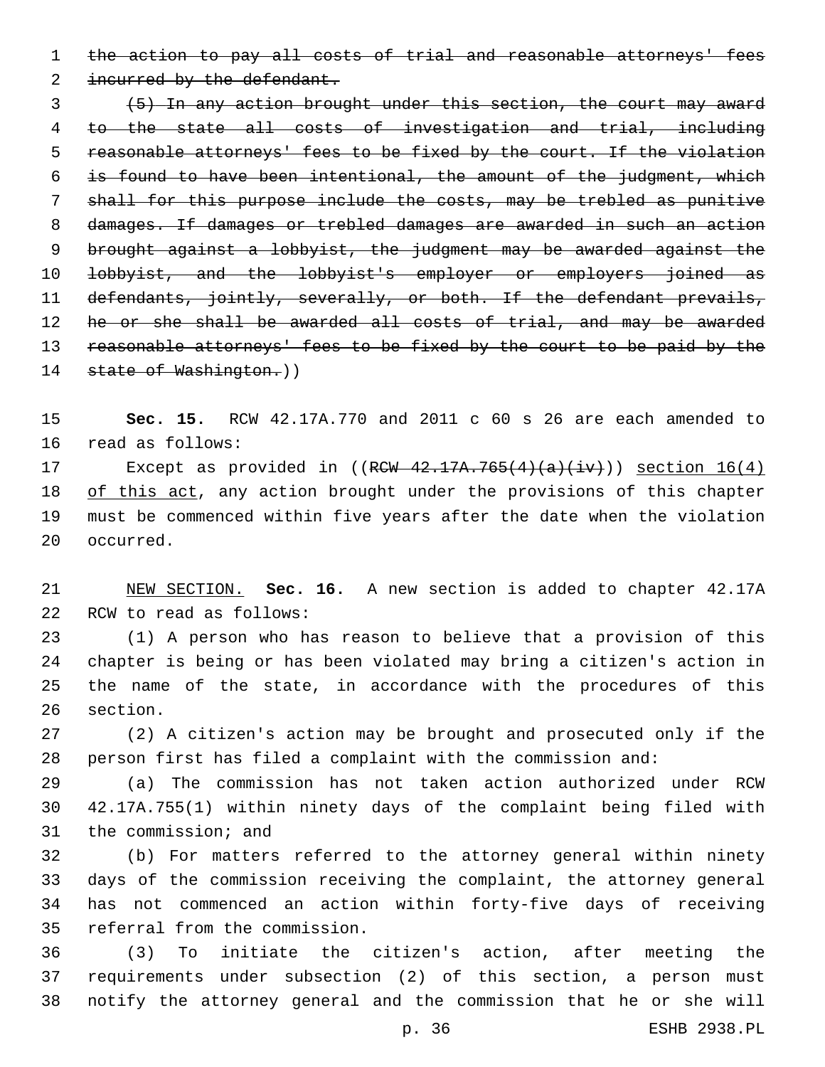~~the action to pay all costs of trial and reasonable attorneys' fees incurred by the defendant.~~

~~(5) In any action brought under this section, the court may award to the state all costs of investigation and trial, including reasonable attorneys' fees to be fixed by the court. If the violation is found to have been intentional, the amount of the judgment, which shall for this purpose include the costs, may be trebled as punitive damages. If damages or trebled damages are awarded in such an action brought against a lobbyist, the judgment may be awarded against the lobbyist, and the lobbyist's employer or employers joined as defendants, jointly, severally, or both. If the defendant prevails, he or she shall be awarded all costs of trial, and may be awarded reasonable attorneys' fees to be fixed by the court to be paid by the state of Washington.~~))

**Sec. 15.** RCW 42.17A.770 and 2011 c 60 s 26 are each amended to read as follows:

Except as provided in ((~~RCW 42.17A.765(4)(a)(iv)~~)) <u>section 16(4) of this act</u>, any action brought under the provisions of this chapter must be commenced within five years after the date when the violation occurred.

<u>NEW SECTION.</u> **Sec. 16.** A new section is added to chapter 42.17A RCW to read as follows:

(1) A person who has reason to believe that a provision of this chapter is being or has been violated may bring a citizen's action in the name of the state, in accordance with the procedures of this section.

(2) A citizen's action may be brought and prosecuted only if the person first has filed a complaint with the commission and:

(a) The commission has not taken action authorized under RCW 42.17A.755(1) within ninety days of the complaint being filed with the commission; and

(b) For matters referred to the attorney general within ninety days of the commission receiving the complaint, the attorney general has not commenced an action within forty-five days of receiving referral from the commission.

(3) To initiate the citizen's action, after meeting the requirements under subsection (2) of this section, a person must notify the attorney general and the commission that he or she will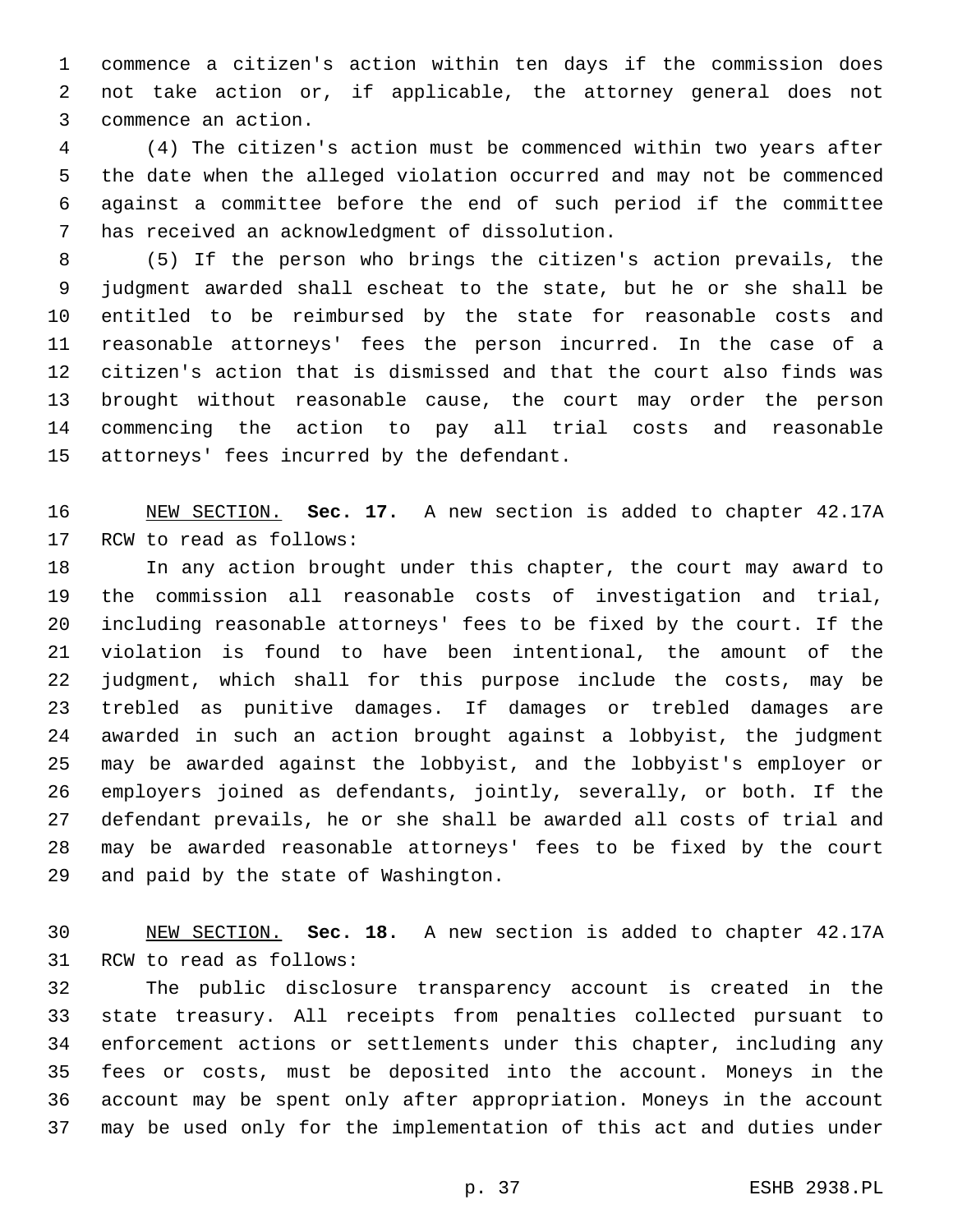commence a citizen's action within ten days if the commission does not take action or, if applicable, the attorney general does not commence an action.

(4) The citizen's action must be commenced within two years after the date when the alleged violation occurred and may not be commenced against a committee before the end of such period if the committee has received an acknowledgment of dissolution.

(5) If the person who brings the citizen's action prevails, the judgment awarded shall escheat to the state, but he or she shall be entitled to be reimbursed by the state for reasonable costs and reasonable attorneys' fees the person incurred. In the case of a citizen's action that is dismissed and that the court also finds was brought without reasonable cause, the court may order the person commencing the action to pay all trial costs and reasonable attorneys' fees incurred by the defendant.

NEW SECTION. **Sec. 17.** A new section is added to chapter 42.17A RCW to read as follows:

In any action brought under this chapter, the court may award to the commission all reasonable costs of investigation and trial, including reasonable attorneys' fees to be fixed by the court. If the violation is found to have been intentional, the amount of the judgment, which shall for this purpose include the costs, may be trebled as punitive damages. If damages or trebled damages are awarded in such an action brought against a lobbyist, the judgment may be awarded against the lobbyist, and the lobbyist's employer or employers joined as defendants, jointly, severally, or both. If the defendant prevails, he or she shall be awarded all costs of trial and may be awarded reasonable attorneys' fees to be fixed by the court and paid by the state of Washington.

NEW SECTION. **Sec. 18.** A new section is added to chapter 42.17A RCW to read as follows:

The public disclosure transparency account is created in the state treasury. All receipts from penalties collected pursuant to enforcement actions or settlements under this chapter, including any fees or costs, must be deposited into the account. Moneys in the account may be spent only after appropriation. Moneys in the account may be used only for the implementation of this act and duties under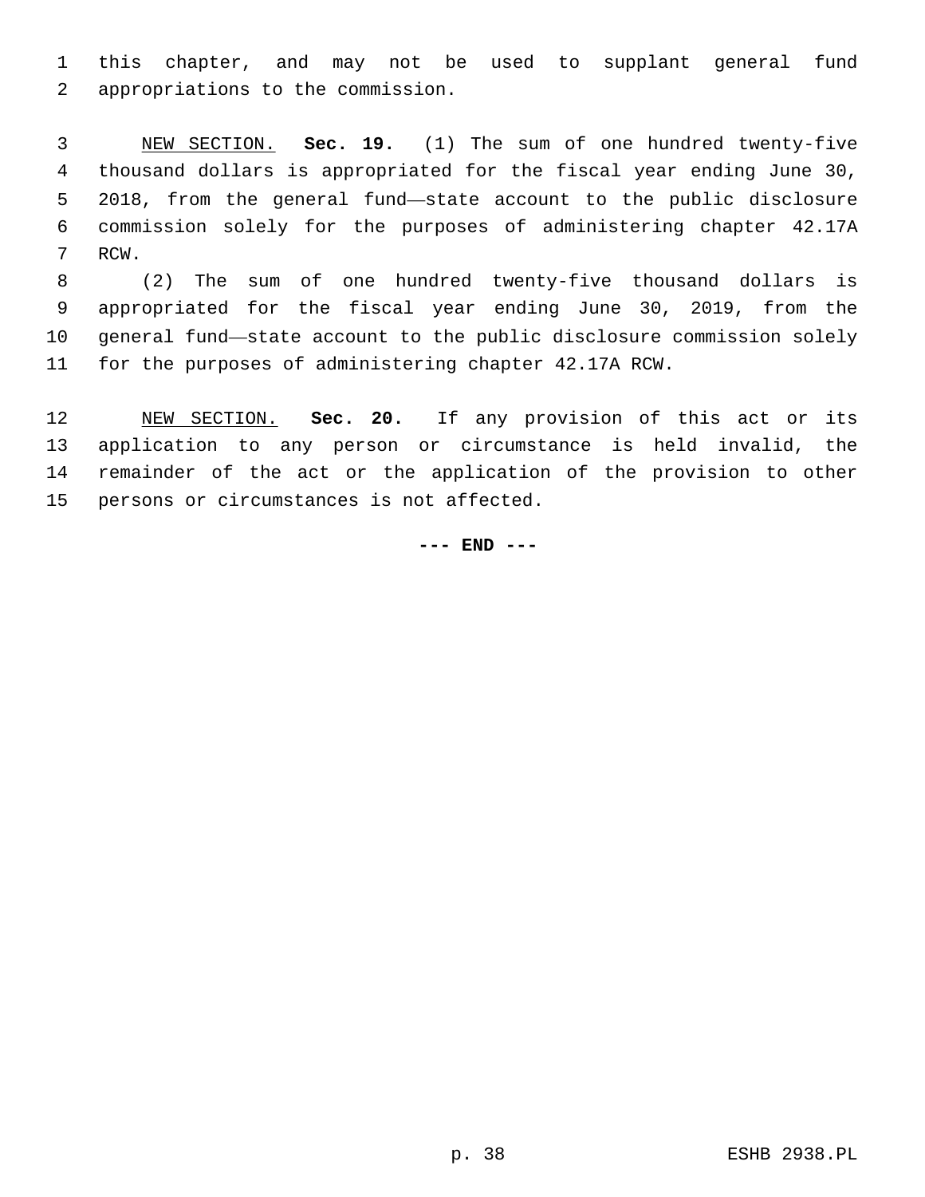this chapter, and may not be used to supplant general fund appropriations to the commission.

NEW SECTION. **Sec. 19.** (1) The sum of one hundred twenty-five thousand dollars is appropriated for the fiscal year ending June 30, 2018, from the general fund—state account to the public disclosure commission solely for the purposes of administering chapter 42.17A RCW.

(2) The sum of one hundred twenty-five thousand dollars is appropriated for the fiscal year ending June 30, 2019, from the general fund—state account to the public disclosure commission solely for the purposes of administering chapter 42.17A RCW.

NEW SECTION. **Sec. 20.** If any provision of this act or its application to any person or circumstance is held invalid, the remainder of the act or the application of the provision to other persons or circumstances is not affected.

**--- END ---**